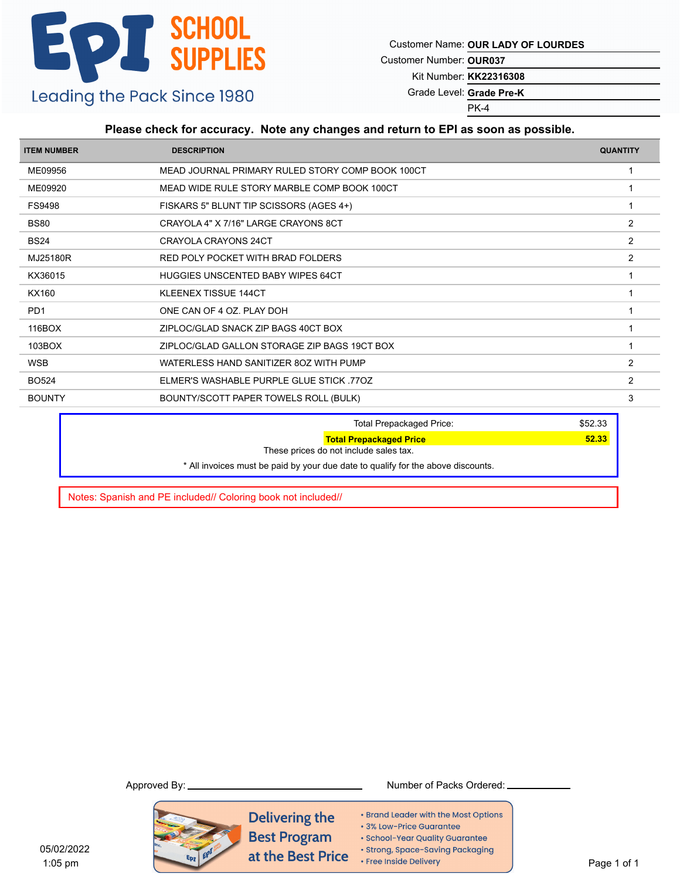# EPI SCHOOL SUPPLIES

Leading the Pack Since 1980

Customer Name: **OUR LADY OF LOURDES**
Customer Number: **OUR037**
Kit Number: **KK22316308**
Grade Level: **Grade Pre-K**
PK-4

**Please check for accuracy. Note any changes and return to EPI as soon as possible.**

| ITEM NUMBER | DESCRIPTION | QUANTITY |
|---|---|---|
| ME09956 | MEAD JOURNAL PRIMARY RULED STORY COMP BOOK 100CT | 1 |
| ME09920 | MEAD WIDE RULE STORY MARBLE COMP BOOK 100CT | 1 |
| FS9498 | FISKARS 5" BLUNT TIP SCISSORS (AGES 4+) | 1 |
| BS80 | CRAYOLA 4" X 7/16" LARGE CRAYONS 8CT | 2 |
| BS24 | CRAYOLA CRAYONS 24CT | 2 |
| MJ25180R | RED POLY POCKET WITH BRAD FOLDERS | 2 |
| KX36015 | HUGGIES UNSCENTED BABY WIPES 64CT | 1 |
| KX160 | KLEENEX TISSUE 144CT | 1 |
| PD1 | ONE CAN OF 4 OZ. PLAY DOH | 1 |
| 116BOX | ZIPLOC/GLAD SNACK ZIP BAGS 40CT BOX | 1 |
| 103BOX | ZIPLOC/GLAD GALLON STORAGE ZIP BAGS 19CT BOX | 1 |
| WSB | WATERLESS HAND SANITIZER 8OZ WITH PUMP | 2 |
| BO524 | ELMER'S WASHABLE PURPLE GLUE STICK .77OZ | 2 |
| BOUNTY | BOUNTY/SCOTT PAPER TOWELS ROLL (BULK) | 3 |

Total Prepackaged Price: $52.33

**Total Prepackaged Price** **52.33**

These prices do not include sales tax.

* All invoices must be paid by your due date to qualify for the above discounts.

Notes: Spanish and PE included// Coloring book not included//

Approved By: ______________________ Number of Packs Ordered: ____________

Delivering the Best Program at the Best Price

- Brand Leader with the Most Options
- 3% Low-Price Guarantee
- School-Year Quality Guarantee
- Strong, Space-Saving Packaging
- Free Inside Delivery

05/02/2022
1:05 pm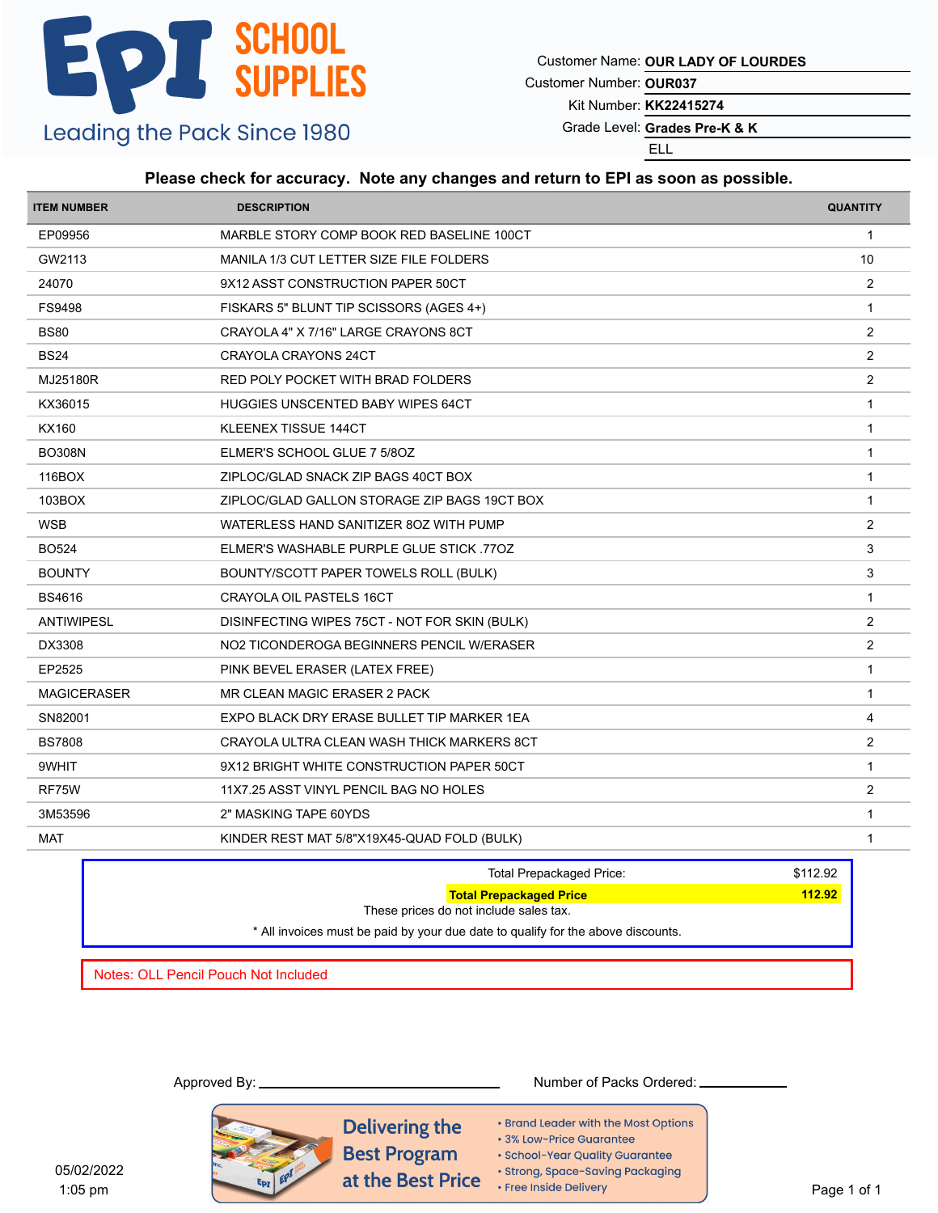EPI SCHOOL SUPPLIES

Leading the Pack Since 1980

Customer Name: **OUR LADY OF LOURDES**
Customer Number: **OUR037**
Kit Number: **KK22415274**
Grade Level: **Grades Pre-K & K**
ELL

**Please check for accuracy. Note any changes and return to EPI as soon as possible.**

| ITEM NUMBER | DESCRIPTION | QUANTITY |
|---|---|---|
| EP09956 | MARBLE STORY COMP BOOK RED BASELINE 100CT | 1 |
| GW2113 | MANILA 1/3 CUT LETTER SIZE FILE FOLDERS | 10 |
| 24070 | 9X12 ASST CONSTRUCTION PAPER 50CT | 2 |
| FS9498 | FISKARS 5" BLUNT TIP SCISSORS (AGES 4+) | 1 |
| BS80 | CRAYOLA 4" X 7/16" LARGE CRAYONS 8CT | 2 |
| BS24 | CRAYOLA CRAYONS 24CT | 2 |
| MJ25180R | RED POLY POCKET WITH BRAD FOLDERS | 2 |
| KX36015 | HUGGIES UNSCENTED BABY WIPES 64CT | 1 |
| KX160 | KLEENEX TISSUE 144CT | 1 |
| BO308N | ELMER'S SCHOOL GLUE 7 5/8OZ | 1 |
| 116BOX | ZIPLOC/GLAD SNACK ZIP BAGS 40CT BOX | 1 |
| 103BOX | ZIPLOC/GLAD GALLON STORAGE ZIP BAGS 19CT BOX | 1 |
| WSB | WATERLESS HAND SANITIZER 8OZ WITH PUMP | 2 |
| BO524 | ELMER'S WASHABLE PURPLE GLUE STICK .77OZ | 3 |
| BOUNTY | BOUNTY/SCOTT PAPER TOWELS ROLL (BULK) | 3 |
| BS4616 | CRAYOLA OIL PASTELS 16CT | 1 |
| ANTIWIPESL | DISINFECTING WIPES 75CT - NOT FOR SKIN (BULK) | 2 |
| DX3308 | NO2 TICONDEROGA BEGINNERS PENCIL W/ERASER | 2 |
| EP2525 | PINK BEVEL ERASER (LATEX FREE) | 1 |
| MAGICERASER | MR CLEAN MAGIC ERASER 2 PACK | 1 |
| SN82001 | EXPO BLACK DRY ERASE BULLET TIP MARKER 1EA | 4 |
| BS7808 | CRAYOLA ULTRA CLEAN WASH THICK MARKERS 8CT | 2 |
| 9WHIT | 9X12 BRIGHT WHITE CONSTRUCTION PAPER 50CT | 1 |
| RF75W | 11X7.25 ASST VINYL PENCIL BAG NO HOLES | 2 |
| 3M53596 | 2" MASKING TAPE 60YDS | 1 |
| MAT | KINDER REST MAT 5/8"X19X45-QUAD FOLD (BULK) | 1 |

Total Prepackaged Price: $112.92

**Total Prepackaged Price 112.92**

These prices do not include sales tax.

* All invoices must be paid by your due date to qualify for the above discounts.

Notes: OLL Pencil Pouch Not Included

Approved By: ______________________ Number of Packs Ordered: __________

Delivering the Best Program at the Best Price

- Brand Leader with the Most Options
- 3% Low-Price Guarantee
- School-Year Quality Guarantee
- Strong, Space-Saving Packaging
- Free Inside Delivery

05/02/2022
1:05 pm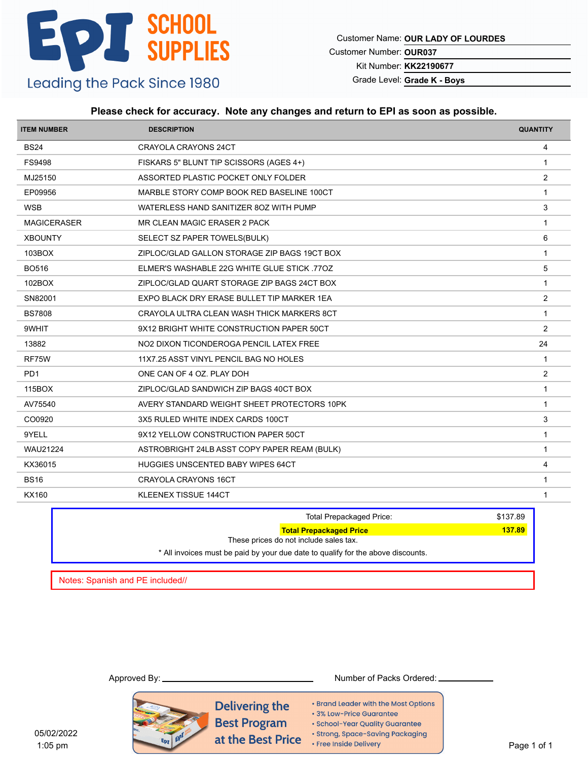# EPI SCHOOL SUPPLIES

Leading the Pack Since 1980

Customer Name: **OUR LADY OF LOURDES**
Customer Number: **OUR037**
Kit Number: **KK22190677**
Grade Level: **Grade K - Boys**

**Please check for accuracy. Note any changes and return to EPI as soon as possible.**

| ITEM NUMBER | DESCRIPTION | QUANTITY |
| --- | --- | --- |
| BS24 | CRAYOLA CRAYONS 24CT | 4 |
| FS9498 | FISKARS 5" BLUNT TIP SCISSORS (AGES 4+) | 1 |
| MJ25150 | ASSORTED PLASTIC POCKET ONLY FOLDER | 2 |
| EP09956 | MARBLE STORY COMP BOOK RED BASELINE 100CT | 1 |
| WSB | WATERLESS HAND SANITIZER 8OZ WITH PUMP | 3 |
| MAGICERASER | MR CLEAN MAGIC ERASER 2 PACK | 1 |
| XBOUNTY | SELECT SZ PAPER TOWELS(BULK) | 6 |
| 103BOX | ZIPLOC/GLAD GALLON STORAGE ZIP BAGS 19CT BOX | 1 |
| BO516 | ELMER'S WASHABLE 22G WHITE GLUE STICK .77OZ | 5 |
| 102BOX | ZIPLOC/GLAD QUART STORAGE ZIP BAGS 24CT BOX | 1 |
| SN82001 | EXPO BLACK DRY ERASE BULLET TIP MARKER 1EA | 2 |
| BS7808 | CRAYOLA ULTRA CLEAN WASH THICK MARKERS 8CT | 1 |
| 9WHIT | 9X12 BRIGHT WHITE CONSTRUCTION PAPER 50CT | 2 |
| 13882 | NO2 DIXON TICONDEROGA PENCIL LATEX FREE | 24 |
| RF75W | 11X7.25 ASST VINYL PENCIL BAG NO HOLES | 1 |
| PD1 | ONE CAN OF 4 OZ. PLAY DOH | 2 |
| 115BOX | ZIPLOC/GLAD SANDWICH ZIP BAGS 40CT BOX | 1 |
| AV75540 | AVERY STANDARD WEIGHT SHEET PROTECTORS 10PK | 1 |
| CO0920 | 3X5 RULED WHITE INDEX CARDS 100CT | 3 |
| 9YELL | 9X12 YELLOW CONSTRUCTION PAPER 50CT | 1 |
| WAU21224 | ASTROBRIGHT 24LB ASST COPY PAPER REAM (BULK) | 1 |
| KX36015 | HUGGIES UNSCENTED BABY WIPES 64CT | 4 |
| BS16 | CRAYOLA CRAYONS 16CT | 1 |
| KX160 | KLEENEX TISSUE 144CT | 1 |

Total Prepackaged Price: $137.89

**Total Prepackaged Price** **137.89**

These prices do not include sales tax.

* All invoices must be paid by your due date to qualify for the above discounts.

Notes: Spanish and PE included//

Approved By: ____________________ Number of Packs Ordered: __________

**Delivering the Best Program at the Best Price**

- Brand Leader with the Most Options
- 3% Low-Price Guarantee
- School-Year Quality Guarantee
- Strong, Space-Saving Packaging
- Free Inside Delivery

05/02/2022
1:05 pm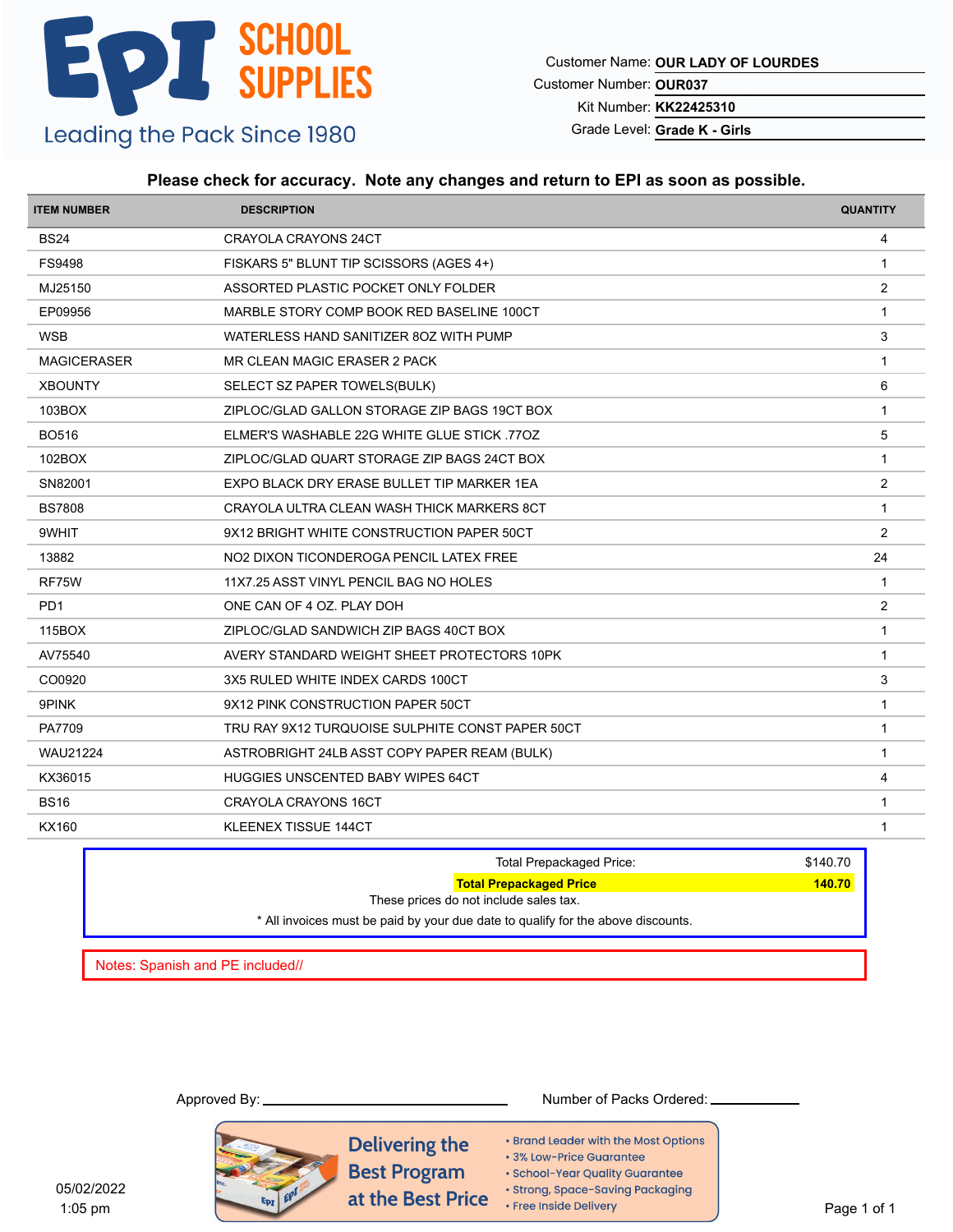**EPI SCHOOL SUPPLIES**
Leading the Pack Since 1980

Customer Name: **OUR LADY OF LOURDES**
Customer Number: **OUR037**
Kit Number: **KK22425310**
Grade Level: **Grade K - Girls**

**Please check for accuracy. Note any changes and return to EPI as soon as possible.**

| ITEM NUMBER | DESCRIPTION | QUANTITY |
|---|---|---|
| BS24 | CRAYOLA CRAYONS 24CT | 4 |
| FS9498 | FISKARS 5" BLUNT TIP SCISSORS (AGES 4+) | 1 |
| MJ25150 | ASSORTED PLASTIC POCKET ONLY FOLDER | 2 |
| EP09956 | MARBLE STORY COMP BOOK RED BASELINE 100CT | 1 |
| WSB | WATERLESS HAND SANITIZER 8OZ WITH PUMP | 3 |
| MAGICERASER | MR CLEAN MAGIC ERASER 2 PACK | 1 |
| XBOUNTY | SELECT SZ PAPER TOWELS(BULK) | 6 |
| 103BOX | ZIPLOC/GLAD GALLON STORAGE ZIP BAGS 19CT BOX | 1 |
| BO516 | ELMER'S WASHABLE 22G WHITE GLUE STICK .77OZ | 5 |
| 102BOX | ZIPLOC/GLAD QUART STORAGE ZIP BAGS 24CT BOX | 1 |
| SN82001 | EXPO BLACK DRY ERASE BULLET TIP MARKER 1EA | 2 |
| BS7808 | CRAYOLA ULTRA CLEAN WASH THICK MARKERS 8CT | 1 |
| 9WHIT | 9X12 BRIGHT WHITE CONSTRUCTION PAPER 50CT | 2 |
| 13882 | NO2 DIXON TICONDEROGA PENCIL LATEX FREE | 24 |
| RF75W | 11X7.25 ASST VINYL PENCIL BAG NO HOLES | 1 |
| PD1 | ONE CAN OF 4 OZ. PLAY DOH | 2 |
| 115BOX | ZIPLOC/GLAD SANDWICH ZIP BAGS 40CT BOX | 1 |
| AV75540 | AVERY STANDARD WEIGHT SHEET PROTECTORS 10PK | 1 |
| CO0920 | 3X5 RULED WHITE INDEX CARDS 100CT | 3 |
| 9PINK | 9X12 PINK CONSTRUCTION PAPER 50CT | 1 |
| PA7709 | TRU RAY 9X12 TURQUOISE SULPHITE CONST PAPER 50CT | 1 |
| WAU21224 | ASTROBRIGHT 24LB ASST COPY PAPER REAM (BULK) | 1 |
| KX36015 | HUGGIES UNSCENTED BABY WIPES 64CT | 4 |
| BS16 | CRAYOLA CRAYONS 16CT | 1 |
| KX160 | KLEENEX TISSUE 144CT | 1 |

Total Prepackaged Price: $140.70

**Total Prepackaged Price 140.70**

These prices do not include sales tax.

\* All invoices must be paid by your due date to qualify for the above discounts.

Notes: Spanish and PE included//

Approved By: ______________________ Number of Packs Ordered: __________

05/02/2022
1:05 pm

**Delivering the Best Program at the Best Price**

- Brand Leader with the Most Options
- 3% Low-Price Guarantee
- School-Year Quality Guarantee
- Strong, Space-Saving Packaging
- Free Inside Delivery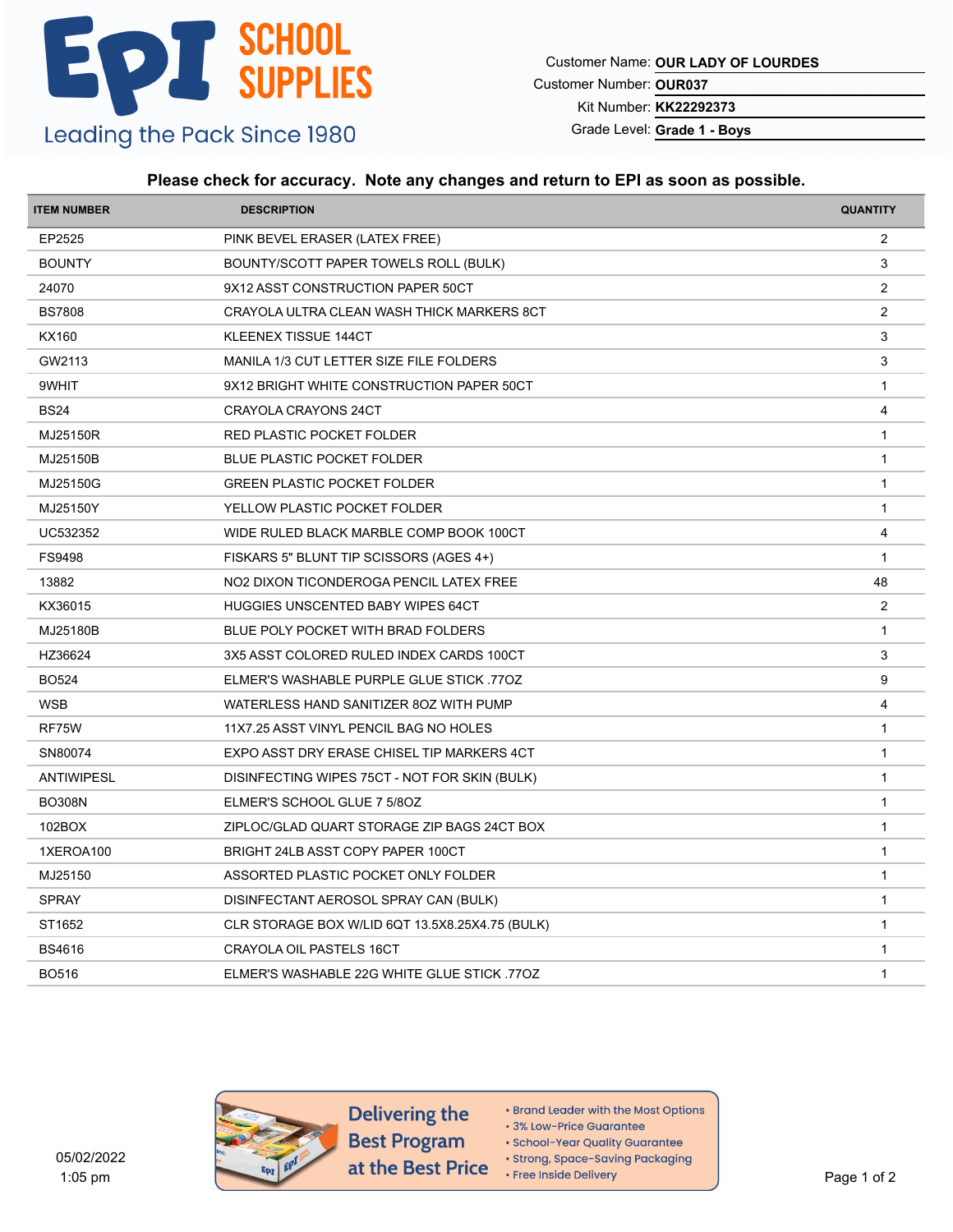# EPI SCHOOL SUPPLIES

Leading the Pack Since 1980

Customer Name: **OUR LADY OF LOURDES**
Customer Number: **OUR037**
Kit Number: **KK22292373**
Grade Level: **Grade 1 - Boys**

**Please check for accuracy. Note any changes and return to EPI as soon as possible.**

| ITEM NUMBER | DESCRIPTION | QUANTITY |
|---|---|---|
| EP2525 | PINK BEVEL ERASER (LATEX FREE) | 2 |
| BOUNTY | BOUNTY/SCOTT PAPER TOWELS ROLL (BULK) | 3 |
| 24070 | 9X12 ASST CONSTRUCTION PAPER 50CT | 2 |
| BS7808 | CRAYOLA ULTRA CLEAN WASH THICK MARKERS 8CT | 2 |
| KX160 | KLEENEX TISSUE 144CT | 3 |
| GW2113 | MANILA 1/3 CUT LETTER SIZE FILE FOLDERS | 3 |
| 9WHIT | 9X12 BRIGHT WHITE CONSTRUCTION PAPER 50CT | 1 |
| BS24 | CRAYOLA CRAYONS 24CT | 4 |
| MJ25150R | RED PLASTIC POCKET FOLDER | 1 |
| MJ25150B | BLUE PLASTIC POCKET FOLDER | 1 |
| MJ25150G | GREEN PLASTIC POCKET FOLDER | 1 |
| MJ25150Y | YELLOW PLASTIC POCKET FOLDER | 1 |
| UC532352 | WIDE RULED BLACK MARBLE COMP BOOK 100CT | 4 |
| FS9498 | FISKARS 5" BLUNT TIP SCISSORS (AGES 4+) | 1 |
| 13882 | NO2 DIXON TICONDEROGA PENCIL LATEX FREE | 48 |
| KX36015 | HUGGIES UNSCENTED BABY WIPES 64CT | 2 |
| MJ25180B | BLUE POLY POCKET WITH BRAD FOLDERS | 1 |
| HZ36624 | 3X5 ASST COLORED RULED INDEX CARDS 100CT | 3 |
| BO524 | ELMER'S WASHABLE PURPLE GLUE STICK .77OZ | 9 |
| WSB | WATERLESS HAND SANITIZER 8OZ WITH PUMP | 4 |
| RF75W | 11X7.25 ASST VINYL PENCIL BAG NO HOLES | 1 |
| SN80074 | EXPO ASST DRY ERASE CHISEL TIP MARKERS 4CT | 1 |
| ANTIWIPESL | DISINFECTING WIPES 75CT - NOT FOR SKIN (BULK) | 1 |
| BO308N | ELMER'S SCHOOL GLUE 7 5/8OZ | 1 |
| 102BOX | ZIPLOC/GLAD QUART STORAGE ZIP BAGS 24CT BOX | 1 |
| 1XEROA100 | BRIGHT 24LB ASST COPY PAPER 100CT | 1 |
| MJ25150 | ASSORTED PLASTIC POCKET ONLY FOLDER | 1 |
| SPRAY | DISINFECTANT AEROSOL SPRAY CAN (BULK) | 1 |
| ST1652 | CLR STORAGE BOX W/LID 6QT 13.5X8.25X4.75 (BULK) | 1 |
| BS4616 | CRAYOLA OIL PASTELS 16CT | 1 |
| BO516 | ELMER'S WASHABLE 22G WHITE GLUE STICK .77OZ | 1 |

05/02/2022
1:05 pm

**Delivering the Best Program at the Best Price**

- Brand Leader with the Most Options
- 3% Low-Price Guarantee
- School-Year Quality Guarantee
- Strong, Space-Saving Packaging
- Free Inside Delivery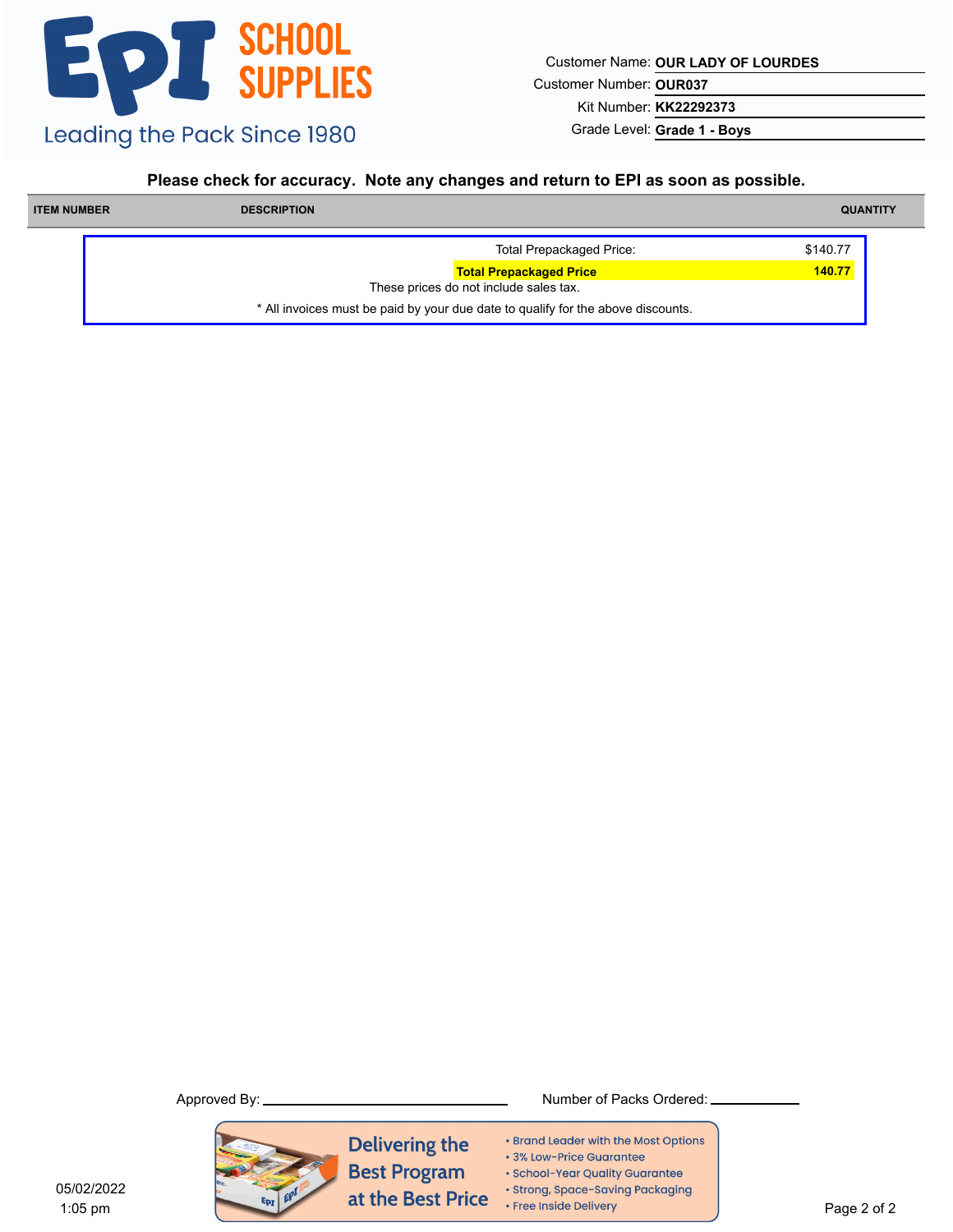EPI SCHOOL SUPPLIES

Leading the Pack Since 1980

Customer Name: **OUR LADY OF LOURDES**

Customer Number: **OUR037**

Kit Number: **KK22292373**

Grade Level: **Grade 1 - Boys**

**Please check for accuracy. Note any changes and return to EPI as soon as possible.**

| ITEM NUMBER | DESCRIPTION | QUANTITY |
|---|---|---|

| | |
|---|---|
| Total Prepackaged Price: | $140.77 |
| **Total Prepackaged Price** | **140.77** |

These prices do not include sales tax.

\* All invoices must be paid by your due date to qualify for the above discounts.

Approved By: ____________________ Number of Packs Ordered: __________

Delivering the Best Program at the Best Price

- Brand Leader with the Most Options
- 3% Low-Price Guarantee
- School-Year Quality Guarantee
- Strong, Space-Saving Packaging
- Free Inside Delivery

05/02/2022
1:05 pm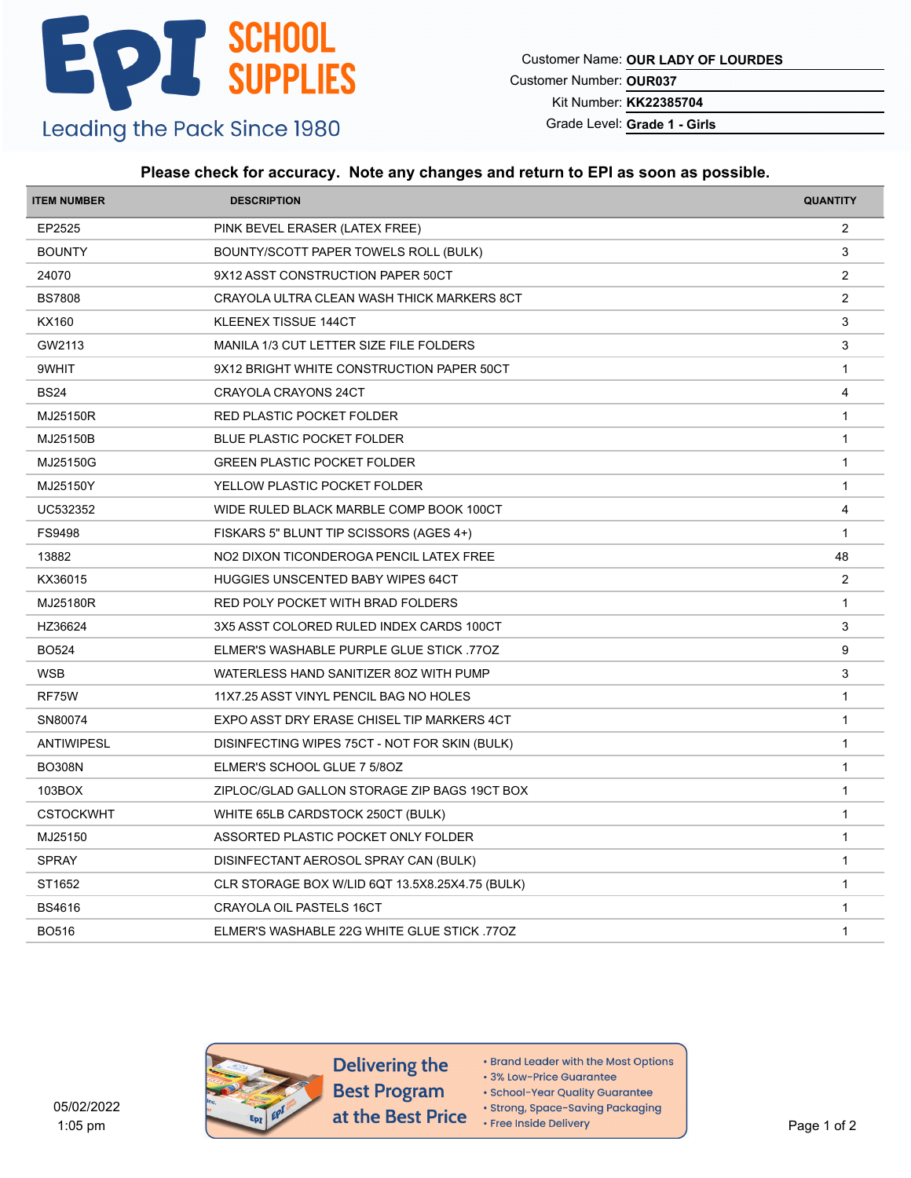# EPI SCHOOL SUPPLIES

Leading the Pack Since 1980

Customer Name: **OUR LADY OF LOURDES**

Customer Number: **OUR037**

Kit Number: **KK22385704**

Grade Level: **Grade 1 - Girls**

**Please check for accuracy. Note any changes and return to EPI as soon as possible.**

| ITEM NUMBER | DESCRIPTION | QUANTITY |
|---|---|---|
| EP2525 | PINK BEVEL ERASER (LATEX FREE) | 2 |
| BOUNTY | BOUNTY/SCOTT PAPER TOWELS ROLL (BULK) | 3 |
| 24070 | 9X12 ASST CONSTRUCTION PAPER 50CT | 2 |
| BS7808 | CRAYOLA ULTRA CLEAN WASH THICK MARKERS 8CT | 2 |
| KX160 | KLEENEX TISSUE 144CT | 3 |
| GW2113 | MANILA 1/3 CUT LETTER SIZE FILE FOLDERS | 3 |
| 9WHIT | 9X12 BRIGHT WHITE CONSTRUCTION PAPER 50CT | 1 |
| BS24 | CRAYOLA CRAYONS 24CT | 4 |
| MJ25150R | RED PLASTIC POCKET FOLDER | 1 |
| MJ25150B | BLUE PLASTIC POCKET FOLDER | 1 |
| MJ25150G | GREEN PLASTIC POCKET FOLDER | 1 |
| MJ25150Y | YELLOW PLASTIC POCKET FOLDER | 1 |
| UC532352 | WIDE RULED BLACK MARBLE COMP BOOK 100CT | 4 |
| FS9498 | FISKARS 5" BLUNT TIP SCISSORS (AGES 4+) | 1 |
| 13882 | NO2 DIXON TICONDEROGA PENCIL LATEX FREE | 48 |
| KX36015 | HUGGIES UNSCENTED BABY WIPES 64CT | 2 |
| MJ25180R | RED POLY POCKET WITH BRAD FOLDERS | 1 |
| HZ36624 | 3X5 ASST COLORED RULED INDEX CARDS 100CT | 3 |
| BO524 | ELMER'S WASHABLE PURPLE GLUE STICK .77OZ | 9 |
| WSB | WATERLESS HAND SANITIZER 8OZ WITH PUMP | 3 |
| RF75W | 11X7.25 ASST VINYL PENCIL BAG NO HOLES | 1 |
| SN80074 | EXPO ASST DRY ERASE CHISEL TIP MARKERS 4CT | 1 |
| ANTIWIPESL | DISINFECTING WIPES 75CT - NOT FOR SKIN (BULK) | 1 |
| BO308N | ELMER'S SCHOOL GLUE 7 5/8OZ | 1 |
| 103BOX | ZIPLOC/GLAD GALLON STORAGE ZIP BAGS 19CT BOX | 1 |
| CSTOCKWHT | WHITE 65LB CARDSTOCK 250CT (BULK) | 1 |
| MJ25150 | ASSORTED PLASTIC POCKET ONLY FOLDER | 1 |
| SPRAY | DISINFECTANT AEROSOL SPRAY CAN (BULK) | 1 |
| ST1652 | CLR STORAGE BOX W/LID 6QT 13.5X8.25X4.75 (BULK) | 1 |
| BS4616 | CRAYOLA OIL PASTELS 16CT | 1 |
| BO516 | ELMER'S WASHABLE 22G WHITE GLUE STICK .77OZ | 1 |

05/02/2022
1:05 pm

**Delivering the Best Program at the Best Price**

- Brand Leader with the Most Options
- 3% Low-Price Guarantee
- School-Year Quality Guarantee
- Strong, Space-Saving Packaging
- Free Inside Delivery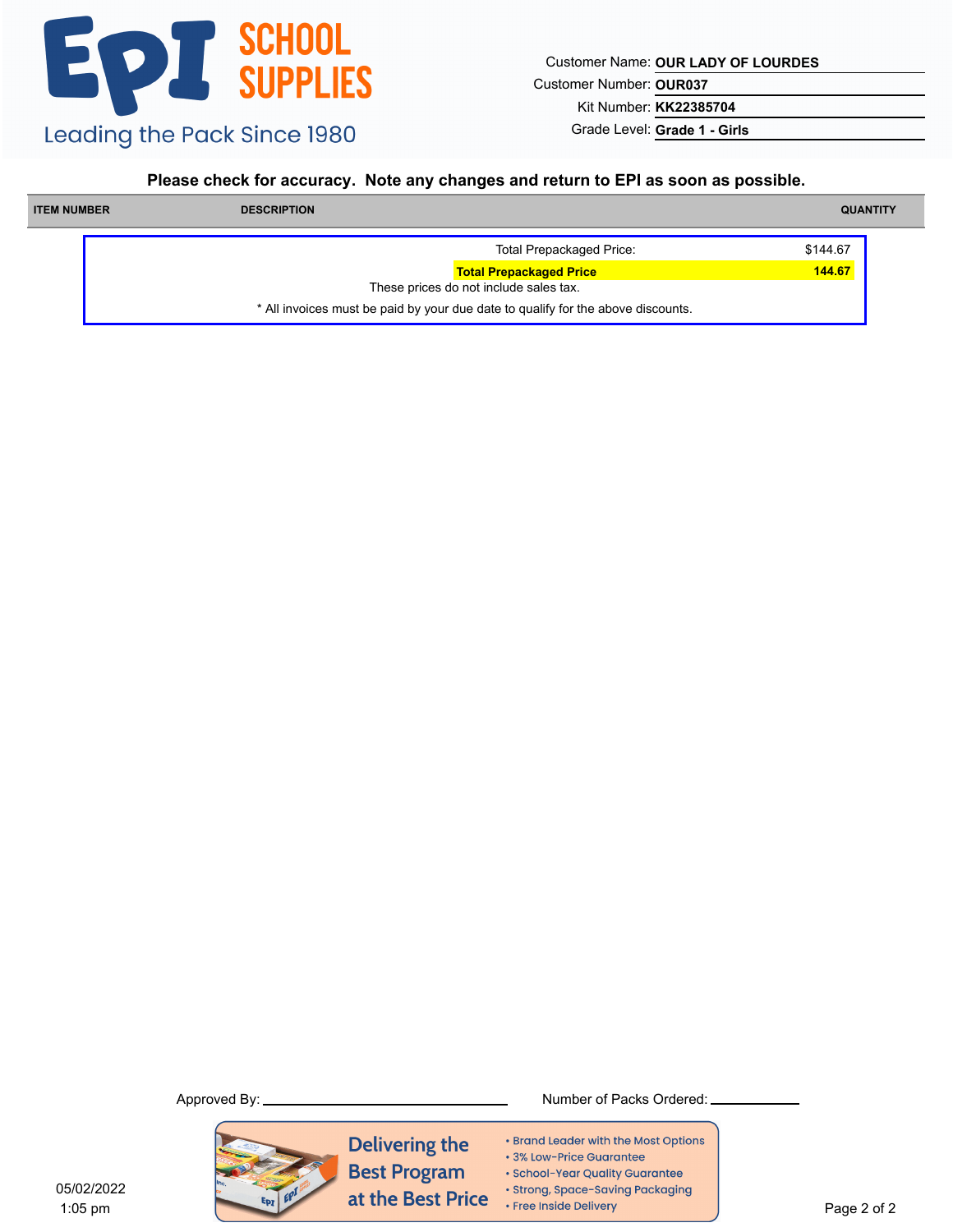# EPI SCHOOL SUPPLIES

Leading the Pack Since 1980

Customer Name: **OUR LADY OF LOURDES**
Customer Number: **OUR037**
Kit Number: **KK22385704**
Grade Level: **Grade 1 - Girls**

**Please check for accuracy. Note any changes and return to EPI as soon as possible.**

| ITEM NUMBER | DESCRIPTION | QUANTITY |
|---|---|---|

| | |
|---|---|
| Total Prepackaged Price: | $144.67 |
| **Total Prepackaged Price** | **144.67** |

These prices do not include sales tax.

* All invoices must be paid by your due date to qualify for the above discounts.

Approved By: ______________________ Number of Packs Ordered: __________

Delivering the Best Program at the Best Price

- Brand Leader with the Most Options
- 3% Low-Price Guarantee
- School-Year Quality Guarantee
- Strong, Space-Saving Packaging
- Free Inside Delivery

05/02/2022
1:05 pm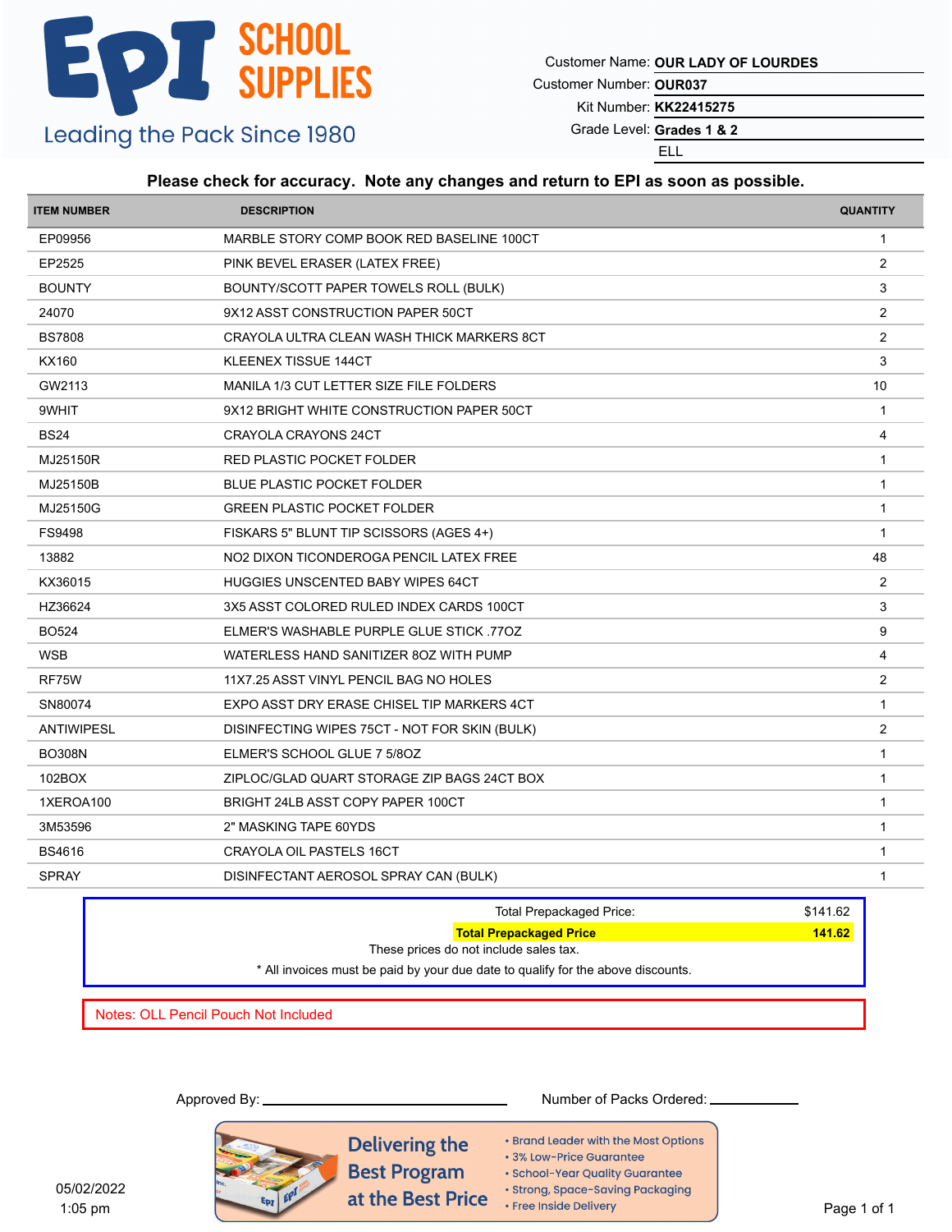# EPI SCHOOL SUPPLIES

Leading the Pack Since 1980

Customer Name: **OUR LADY OF LOURDES**
Customer Number: **OUR037**
Kit Number: **KK22415275**
Grade Level: **Grades 1 & 2**
ELL

**Please check for accuracy. Note any changes and return to EPI as soon as possible.**

| ITEM NUMBER | DESCRIPTION | QUANTITY |
|---|---|---|
| EP09956 | MARBLE STORY COMP BOOK RED BASELINE 100CT | 1 |
| EP2525 | PINK BEVEL ERASER (LATEX FREE) | 2 |
| BOUNTY | BOUNTY/SCOTT PAPER TOWELS ROLL (BULK) | 3 |
| 24070 | 9X12 ASST CONSTRUCTION PAPER 50CT | 2 |
| BS7808 | CRAYOLA ULTRA CLEAN WASH THICK MARKERS 8CT | 2 |
| KX160 | KLEENEX TISSUE 144CT | 3 |
| GW2113 | MANILA 1/3 CUT LETTER SIZE FILE FOLDERS | 10 |
| 9WHIT | 9X12 BRIGHT WHITE CONSTRUCTION PAPER 50CT | 1 |
| BS24 | CRAYOLA CRAYONS 24CT | 4 |
| MJ25150R | RED PLASTIC POCKET FOLDER | 1 |
| MJ25150B | BLUE PLASTIC POCKET FOLDER | 1 |
| MJ25150G | GREEN PLASTIC POCKET FOLDER | 1 |
| FS9498 | FISKARS 5" BLUNT TIP SCISSORS (AGES 4+) | 1 |
| 13882 | NO2 DIXON TICONDEROGA PENCIL LATEX FREE | 48 |
| KX36015 | HUGGIES UNSCENTED BABY WIPES 64CT | 2 |
| HZ36624 | 3X5 ASST COLORED RULED INDEX CARDS 100CT | 3 |
| BO524 | ELMER'S WASHABLE PURPLE GLUE STICK .77OZ | 9 |
| WSB | WATERLESS HAND SANITIZER 8OZ WITH PUMP | 4 |
| RF75W | 11X7.25 ASST VINYL PENCIL BAG NO HOLES | 2 |
| SN80074 | EXPO ASST DRY ERASE CHISEL TIP MARKERS 4CT | 1 |
| ANTIWIPESL | DISINFECTING WIPES 75CT - NOT FOR SKIN (BULK) | 2 |
| BO308N | ELMER'S SCHOOL GLUE 7 5/8OZ | 1 |
| 102BOX | ZIPLOC/GLAD QUART STORAGE ZIP BAGS 24CT BOX | 1 |
| 1XEROA100 | BRIGHT 24LB ASST COPY PAPER 100CT | 1 |
| 3M53596 | 2" MASKING TAPE 60YDS | 1 |
| BS4616 | CRAYOLA OIL PASTELS 16CT | 1 |
| SPRAY | DISINFECTANT AEROSOL SPRAY CAN (BULK) | 1 |

Total Prepackaged Price: $141.62

**Total Prepackaged Price 141.62**

These prices do not include sales tax.

* All invoices must be paid by your due date to qualify for the above discounts.

Notes: OLL Pencil Pouch Not Included

Approved By: ______________________ Number of Packs Ordered: __________

**Delivering the Best Program at the Best Price**

- Brand Leader with the Most Options
- 3% Low-Price Guarantee
- School-Year Quality Guarantee
- Strong, Space-Saving Packaging
- Free Inside Delivery

05/02/2022
1:05 pm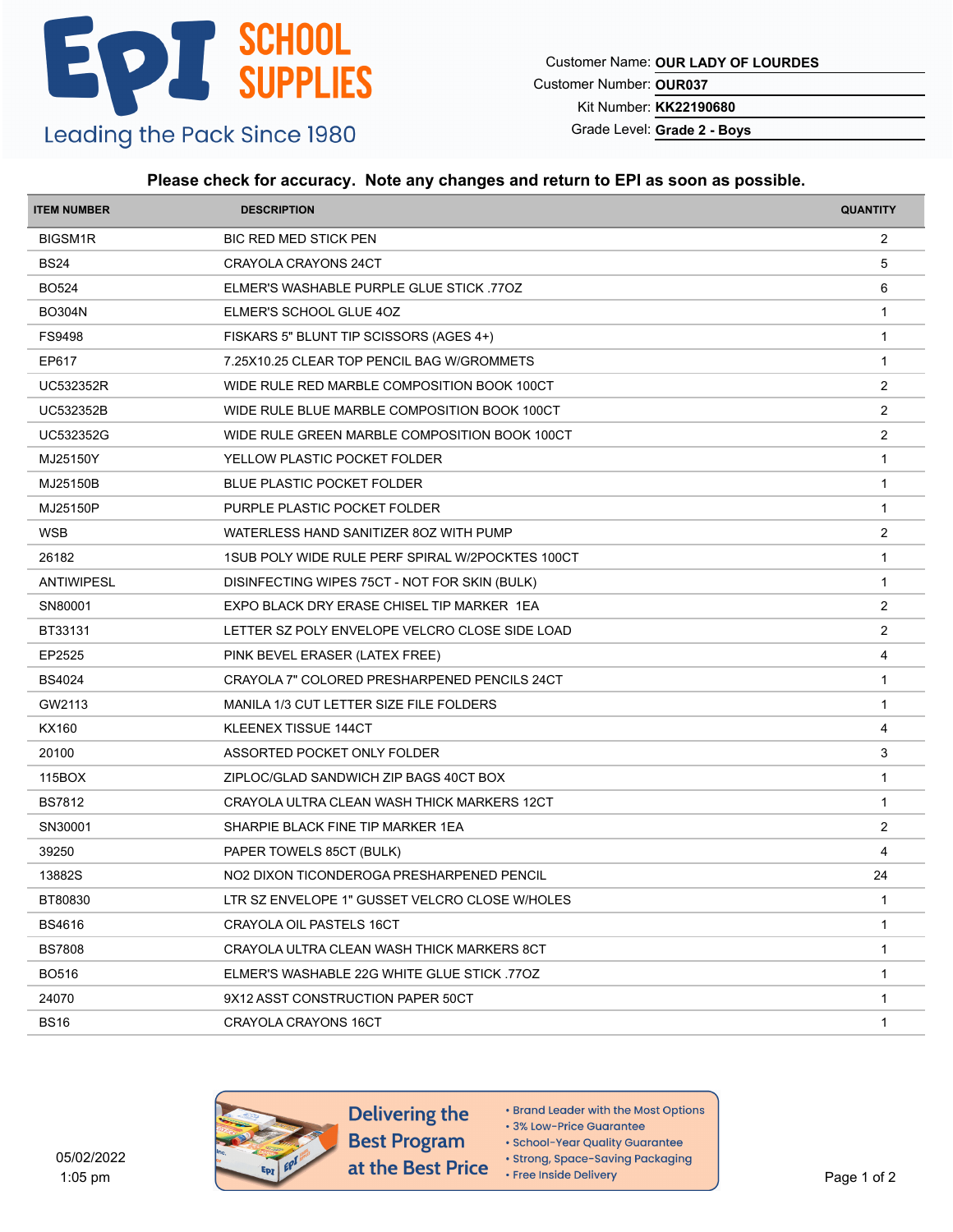# EPI SCHOOL SUPPLIES

Leading the Pack Since 1980

Customer Name: **OUR LADY OF LOURDES**
Customer Number: **OUR037**
Kit Number: **KK22190680**
Grade Level: **Grade 2 - Boys**

**Please check for accuracy. Note any changes and return to EPI as soon as possible.**

| ITEM NUMBER | DESCRIPTION | QUANTITY |
|---|---|---|
| BIGSM1R | BIC RED MED STICK PEN | 2 |
| BS24 | CRAYOLA CRAYONS 24CT | 5 |
| BO524 | ELMER'S WASHABLE PURPLE GLUE STICK .77OZ | 6 |
| BO304N | ELMER'S SCHOOL GLUE 4OZ | 1 |
| FS9498 | FISKARS 5" BLUNT TIP SCISSORS (AGES 4+) | 1 |
| EP617 | 7.25X10.25 CLEAR TOP PENCIL BAG W/GROMMETS | 1 |
| UC532352R | WIDE RULE RED MARBLE COMPOSITION BOOK 100CT | 2 |
| UC532352B | WIDE RULE BLUE MARBLE COMPOSITION BOOK 100CT | 2 |
| UC532352G | WIDE RULE GREEN MARBLE COMPOSITION BOOK 100CT | 2 |
| MJ25150Y | YELLOW PLASTIC POCKET FOLDER | 1 |
| MJ25150B | BLUE PLASTIC POCKET FOLDER | 1 |
| MJ25150P | PURPLE PLASTIC POCKET FOLDER | 1 |
| WSB | WATERLESS HAND SANITIZER 8OZ WITH PUMP | 2 |
| 26182 | 1SUB POLY WIDE RULE PERF SPIRAL W/2POCKTES 100CT | 1 |
| ANTIWIPESL | DISINFECTING WIPES 75CT - NOT FOR SKIN (BULK) | 1 |
| SN80001 | EXPO BLACK DRY ERASE CHISEL TIP MARKER 1EA | 2 |
| BT33131 | LETTER SZ POLY ENVELOPE VELCRO CLOSE SIDE LOAD | 2 |
| EP2525 | PINK BEVEL ERASER (LATEX FREE) | 4 |
| BS4024 | CRAYOLA 7" COLORED PRESHARPENED PENCILS 24CT | 1 |
| GW2113 | MANILA 1/3 CUT LETTER SIZE FILE FOLDERS | 1 |
| KX160 | KLEENEX TISSUE 144CT | 4 |
| 20100 | ASSORTED POCKET ONLY FOLDER | 3 |
| 115BOX | ZIPLOC/GLAD SANDWICH ZIP BAGS 40CT BOX | 1 |
| BS7812 | CRAYOLA ULTRA CLEAN WASH THICK MARKERS 12CT | 1 |
| SN30001 | SHARPIE BLACK FINE TIP MARKER 1EA | 2 |
| 39250 | PAPER TOWELS 85CT (BULK) | 4 |
| 13882S | NO2 DIXON TICONDEROGA PRESHARPENED PENCIL | 24 |
| BT80830 | LTR SZ ENVELOPE 1" GUSSET VELCRO CLOSE W/HOLES | 1 |
| BS4616 | CRAYOLA OIL PASTELS 16CT | 1 |
| BS7808 | CRAYOLA ULTRA CLEAN WASH THICK MARKERS 8CT | 1 |
| BO516 | ELMER'S WASHABLE 22G WHITE GLUE STICK .77OZ | 1 |
| 24070 | 9X12 ASST CONSTRUCTION PAPER 50CT | 1 |
| BS16 | CRAYOLA CRAYONS 16CT | 1 |

05/02/2022
1:05 pm

**Delivering the Best Program at the Best Price**

- Brand Leader with the Most Options
- 3% Low-Price Guarantee
- School-Year Quality Guarantee
- Strong, Space-Saving Packaging
- Free Inside Delivery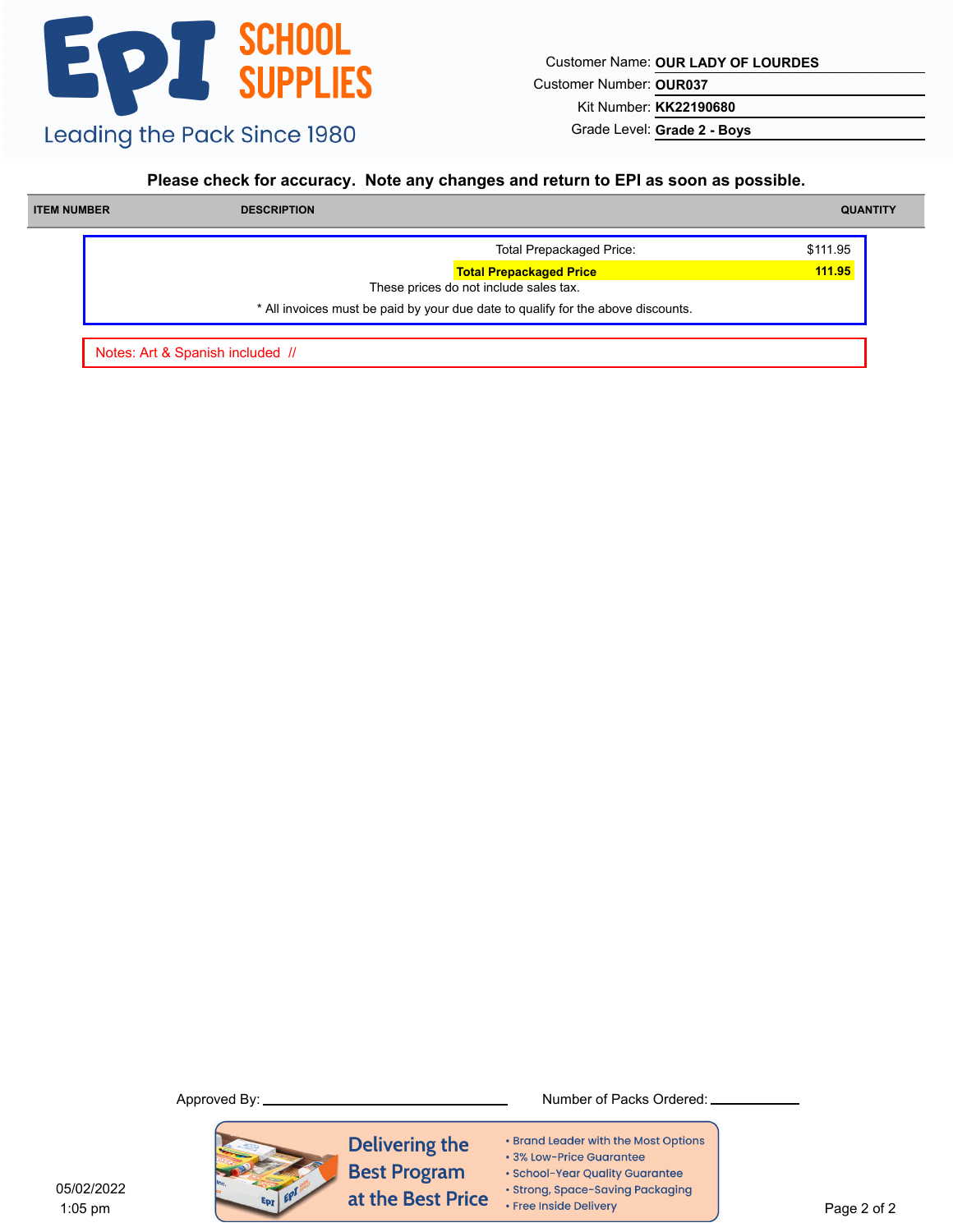# EPI SCHOOL SUPPLIES

Leading the Pack Since 1980

Customer Name: **OUR LADY OF LOURDES**
Customer Number: **OUR037**
Kit Number: **KK22190680**
Grade Level: **Grade 2 - Boys**

**Please check for accuracy. Note any changes and return to EPI as soon as possible.**

| ITEM NUMBER | DESCRIPTION | QUANTITY |
|---|---|---|

| | |
|---|---|
| Total Prepackaged Price: | $111.95 |
| **Total Prepackaged Price** | **111.95** |

These prices do not include sales tax.

\* All invoices must be paid by your due date to qualify for the above discounts.

Notes: Art & Spanish included //

Approved By: ______________________ Number of Packs Ordered: __________

Delivering the Best Program at the Best Price

- Brand Leader with the Most Options
- 3% Low-Price Guarantee
- School-Year Quality Guarantee
- Strong, Space-Saving Packaging
- Free Inside Delivery

05/02/2022
1:05 pm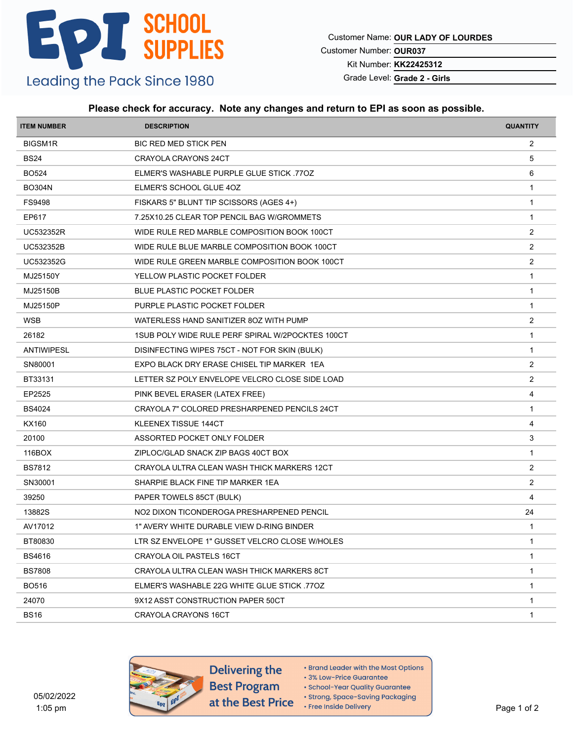EPI SCHOOL SUPPLIES

Leading the Pack Since 1980

Customer Name: **OUR LADY OF LOURDES**

Customer Number: **OUR037**

Kit Number: **KK22425312**

Grade Level: **Grade 2 - Girls**

**Please check for accuracy. Note any changes and return to EPI as soon as possible.**

| ITEM NUMBER | DESCRIPTION | QUANTITY |
|---|---|---|
| BIGSM1R | BIC RED MED STICK PEN | 2 |
| BS24 | CRAYOLA CRAYONS 24CT | 5 |
| BO524 | ELMER'S WASHABLE PURPLE GLUE STICK .77OZ | 6 |
| BO304N | ELMER'S SCHOOL GLUE 4OZ | 1 |
| FS9498 | FISKARS 5" BLUNT TIP SCISSORS (AGES 4+) | 1 |
| EP617 | 7.25X10.25 CLEAR TOP PENCIL BAG W/GROMMETS | 1 |
| UC532352R | WIDE RULE RED MARBLE COMPOSITION BOOK 100CT | 2 |
| UC532352B | WIDE RULE BLUE MARBLE COMPOSITION BOOK 100CT | 2 |
| UC532352G | WIDE RULE GREEN MARBLE COMPOSITION BOOK 100CT | 2 |
| MJ25150Y | YELLOW PLASTIC POCKET FOLDER | 1 |
| MJ25150B | BLUE PLASTIC POCKET FOLDER | 1 |
| MJ25150P | PURPLE PLASTIC POCKET FOLDER | 1 |
| WSB | WATERLESS HAND SANITIZER 8OZ WITH PUMP | 2 |
| 26182 | 1SUB POLY WIDE RULE PERF SPIRAL W/2POCKTES 100CT | 1 |
| ANTIWIPESL | DISINFECTING WIPES 75CT - NOT FOR SKIN (BULK) | 1 |
| SN80001 | EXPO BLACK DRY ERASE CHISEL TIP MARKER 1EA | 2 |
| BT33131 | LETTER SZ POLY ENVELOPE VELCRO CLOSE SIDE LOAD | 2 |
| EP2525 | PINK BEVEL ERASER (LATEX FREE) | 4 |
| BS4024 | CRAYOLA 7" COLORED PRESHARPENED PENCILS 24CT | 1 |
| KX160 | KLEENEX TISSUE 144CT | 4 |
| 20100 | ASSORTED POCKET ONLY FOLDER | 3 |
| 116BOX | ZIPLOC/GLAD SNACK ZIP BAGS 40CT BOX | 1 |
| BS7812 | CRAYOLA ULTRA CLEAN WASH THICK MARKERS 12CT | 2 |
| SN30001 | SHARPIE BLACK FINE TIP MARKER 1EA | 2 |
| 39250 | PAPER TOWELS 85CT (BULK) | 4 |
| 13882S | NO2 DIXON TICONDEROGA PRESHARPENED PENCIL | 24 |
| AV17012 | 1" AVERY WHITE DURABLE VIEW D-RING BINDER | 1 |
| BT80830 | LTR SZ ENVELOPE 1" GUSSET VELCRO CLOSE W/HOLES | 1 |
| BS4616 | CRAYOLA OIL PASTELS 16CT | 1 |
| BS7808 | CRAYOLA ULTRA CLEAN WASH THICK MARKERS 8CT | 1 |
| BO516 | ELMER'S WASHABLE 22G WHITE GLUE STICK .77OZ | 1 |
| 24070 | 9X12 ASST CONSTRUCTION PAPER 50CT | 1 |
| BS16 | CRAYOLA CRAYONS 16CT | 1 |

05/02/2022
1:05 pm

Delivering the Best Program at the Best Price

- Brand Leader with the Most Options
- 3% Low-Price Guarantee
- School-Year Quality Guarantee
- Strong, Space-Saving Packaging
- Free Inside Delivery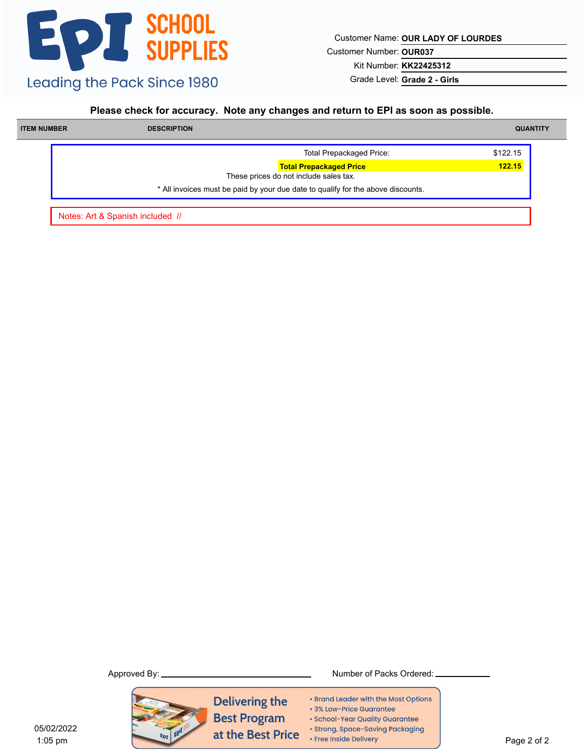EPI SCHOOL SUPPLIES

Leading the Pack Since 1980

Customer Name: **OUR LADY OF LOURDES**
Customer Number: **OUR037**
Kit Number: **KK22425312**
Grade Level: **Grade 2 - Girls**

**Please check for accuracy. Note any changes and return to EPI as soon as possible.**

| ITEM NUMBER | DESCRIPTION | QUANTITY |
| --- | --- | --- |

| | |
| --- | --- |
| Total Prepackaged Price: | $122.15 |
| **Total Prepackaged Price** | **122.15** |

These prices do not include sales tax.

* All invoices must be paid by your due date to qualify for the above discounts.

Notes: Art & Spanish included //

Approved By: ______________________ Number of Packs Ordered: __________

Delivering the Best Program at the Best Price

- Brand Leader with the Most Options
- 3% Low-Price Guarantee
- School-Year Quality Guarantee
- Strong, Space-Saving Packaging
- Free Inside Delivery

05/02/2022
1:05 pm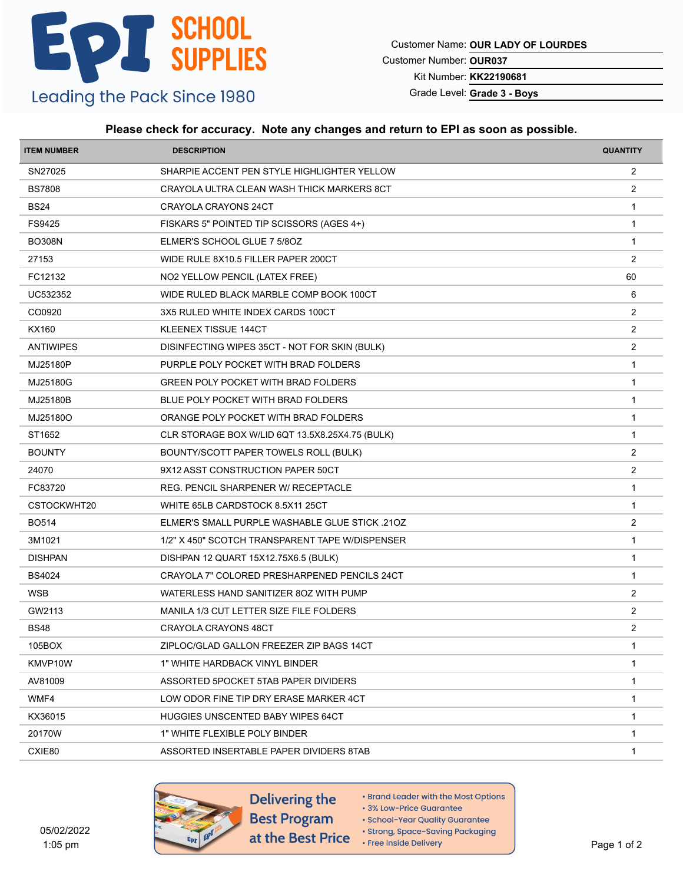# EPI SCHOOL SUPPLIES

Leading the Pack Since 1980

Customer Name: **OUR LADY OF LOURDES**
Customer Number: **OUR037**
Kit Number: **KK22190681**
Grade Level: **Grade 3 - Boys**

**Please check for accuracy. Note any changes and return to EPI as soon as possible.**

| ITEM NUMBER | DESCRIPTION | QUANTITY |
|---|---|---|
| SN27025 | SHARPIE ACCENT PEN STYLE HIGHLIGHTER YELLOW | 2 |
| BS7808 | CRAYOLA ULTRA CLEAN WASH THICK MARKERS 8CT | 2 |
| BS24 | CRAYOLA CRAYONS 24CT | 1 |
| FS9425 | FISKARS 5" POINTED TIP SCISSORS (AGES 4+) | 1 |
| BO308N | ELMER'S SCHOOL GLUE 7 5/8OZ | 1 |
| 27153 | WIDE RULE 8X10.5 FILLER PAPER 200CT | 2 |
| FC12132 | NO2 YELLOW PENCIL (LATEX FREE) | 60 |
| UC532352 | WIDE RULED BLACK MARBLE COMP BOOK 100CT | 6 |
| CO0920 | 3X5 RULED WHITE INDEX CARDS 100CT | 2 |
| KX160 | KLEENEX TISSUE 144CT | 2 |
| ANTIWIPES | DISINFECTING WIPES 35CT - NOT FOR SKIN (BULK) | 2 |
| MJ25180P | PURPLE POLY POCKET WITH BRAD FOLDERS | 1 |
| MJ25180G | GREEN POLY POCKET WITH BRAD FOLDERS | 1 |
| MJ25180B | BLUE POLY POCKET WITH BRAD FOLDERS | 1 |
| MJ25180O | ORANGE POLY POCKET WITH BRAD FOLDERS | 1 |
| ST1652 | CLR STORAGE BOX W/LID 6QT 13.5X8.25X4.75 (BULK) | 1 |
| BOUNTY | BOUNTY/SCOTT PAPER TOWELS ROLL (BULK) | 2 |
| 24070 | 9X12 ASST CONSTRUCTION PAPER 50CT | 2 |
| FC83720 | REG. PENCIL SHARPENER W/ RECEPTACLE | 1 |
| CSTOCKWHT20 | WHITE 65LB CARDSTOCK 8.5X11 25CT | 1 |
| BO514 | ELMER'S SMALL PURPLE WASHABLE GLUE STICK .21OZ | 2 |
| 3M1021 | 1/2" X 450" SCOTCH TRANSPARENT TAPE W/DISPENSER | 1 |
| DISHPAN | DISHPAN 12 QUART 15X12.75X6.5 (BULK) | 1 |
| BS4024 | CRAYOLA 7" COLORED PRESHARPENED PENCILS 24CT | 1 |
| WSB | WATERLESS HAND SANITIZER 8OZ WITH PUMP | 2 |
| GW2113 | MANILA 1/3 CUT LETTER SIZE FILE FOLDERS | 2 |
| BS48 | CRAYOLA CRAYONS 48CT | 2 |
| 105BOX | ZIPLOC/GLAD GALLON FREEZER ZIP BAGS 14CT | 1 |
| KMVP10W | 1" WHITE HARDBACK VINYL BINDER | 1 |
| AV81009 | ASSORTED 5POCKET 5TAB PAPER DIVIDERS | 1 |
| WMF4 | LOW ODOR FINE TIP DRY ERASE MARKER 4CT | 1 |
| KX36015 | HUGGIES UNSCENTED BABY WIPES 64CT | 1 |
| 20170W | 1" WHITE FLEXIBLE POLY BINDER | 1 |
| CXIE80 | ASSORTED INSERTABLE PAPER DIVIDERS 8TAB | 1 |

05/02/2022
1:05 pm

**Delivering the Best Program at the Best Price**

- Brand Leader with the Most Options
- 3% Low-Price Guarantee
- School-Year Quality Guarantee
- Strong, Space-Saving Packaging
- Free Inside Delivery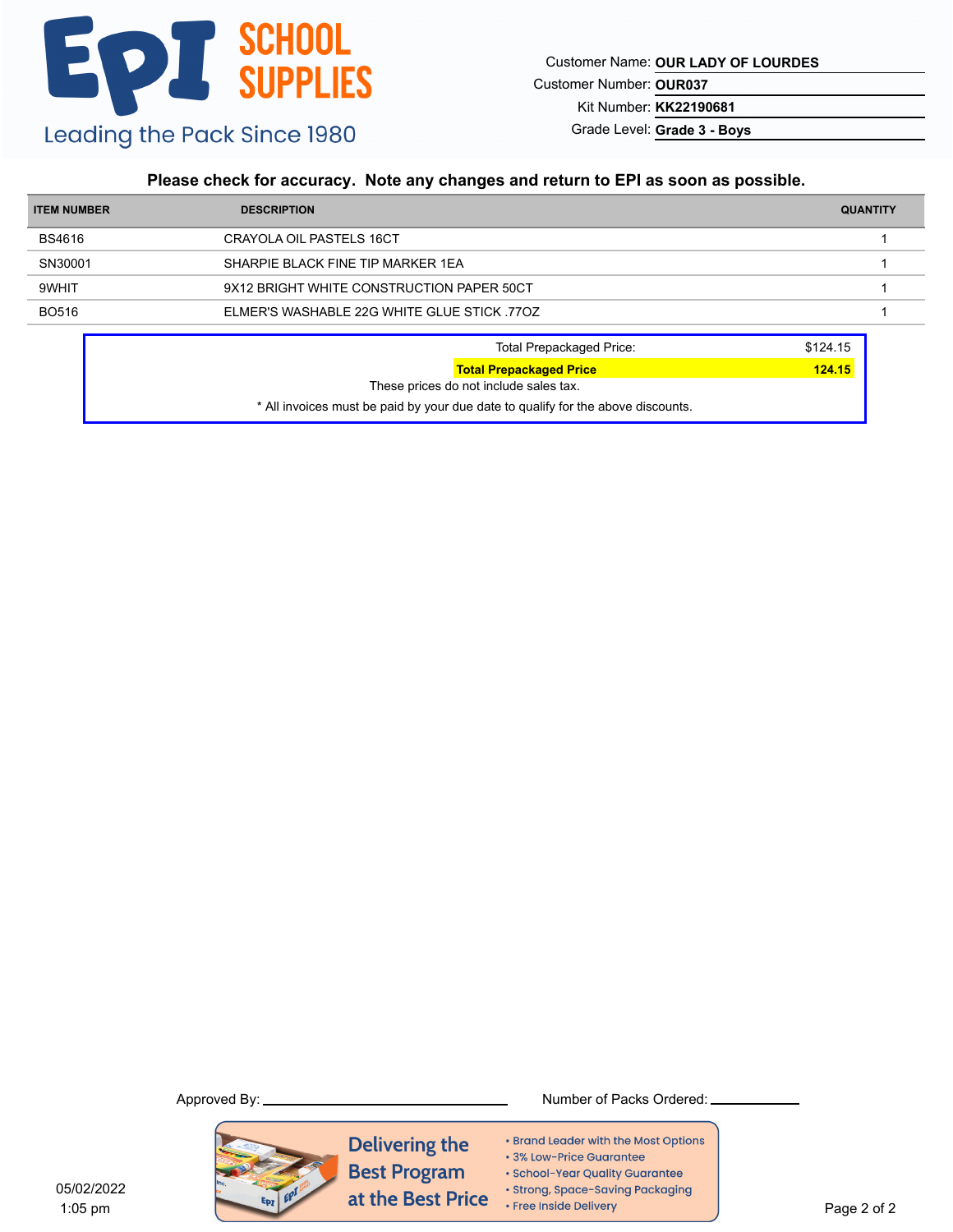# EPI SCHOOL SUPPLIES

Leading the Pack Since 1980

Customer Name: **OUR LADY OF LOURDES**

Customer Number: **OUR037**

Kit Number: **KK22190681**

Grade Level: **Grade 3 - Boys**

**Please check for accuracy. Note any changes and return to EPI as soon as possible.**

| ITEM NUMBER | DESCRIPTION | QUANTITY |
| --- | --- | --- |
| BS4616 | CRAYOLA OIL PASTELS 16CT | 1 |
| SN30001 | SHARPIE BLACK FINE TIP MARKER 1EA | 1 |
| 9WHIT | 9X12 BRIGHT WHITE CONSTRUCTION PAPER 50CT | 1 |
| BO516 | ELMER'S WASHABLE 22G WHITE GLUE STICK .77OZ | 1 |

Total Prepackaged Price: $124.15

**Total Prepackaged Price 124.15**

These prices do not include sales tax.

* All invoices must be paid by your due date to qualify for the above discounts.

Approved By: ____________________ Number of Packs Ordered: __________

Delivering the Best Program at the Best Price

- Brand Leader with the Most Options
- 3% Low-Price Guarantee
- School-Year Quality Guarantee
- Strong, Space-Saving Packaging
- Free Inside Delivery

05/02/2022
1:05 pm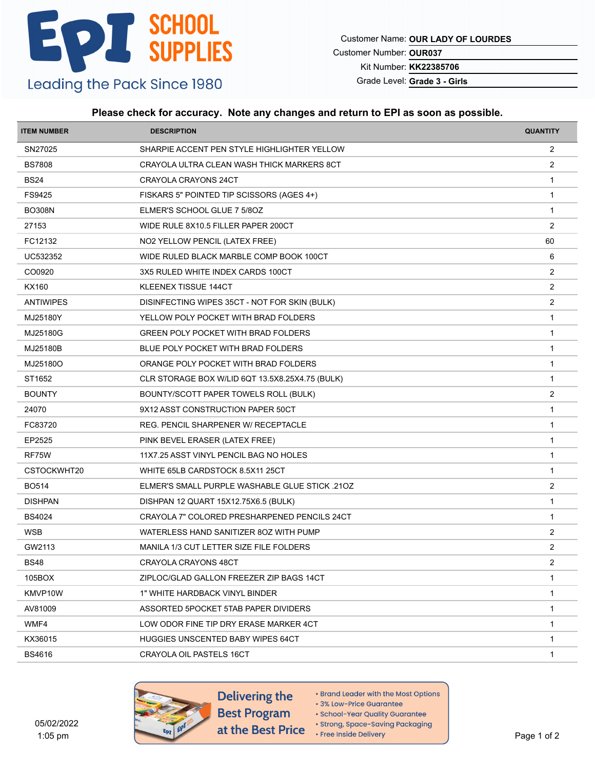**EPI SCHOOL SUPPLIES**
Leading the Pack Since 1980

Customer Name: **OUR LADY OF LOURDES**
Customer Number: **OUR037**
Kit Number: **KK22385706**
Grade Level: **Grade 3 - Girls**

**Please check for accuracy. Note any changes and return to EPI as soon as possible.**

| ITEM NUMBER | DESCRIPTION | QUANTITY |
|---|---|---|
| SN27025 | SHARPIE ACCENT PEN STYLE HIGHLIGHTER YELLOW | 2 |
| BS7808 | CRAYOLA ULTRA CLEAN WASH THICK MARKERS 8CT | 2 |
| BS24 | CRAYOLA CRAYONS 24CT | 1 |
| FS9425 | FISKARS 5" POINTED TIP SCISSORS (AGES 4+) | 1 |
| BO308N | ELMER'S SCHOOL GLUE 7 5/8OZ | 1 |
| 27153 | WIDE RULE 8X10.5 FILLER PAPER 200CT | 2 |
| FC12132 | NO2 YELLOW PENCIL (LATEX FREE) | 60 |
| UC532352 | WIDE RULED BLACK MARBLE COMP BOOK 100CT | 6 |
| CO0920 | 3X5 RULED WHITE INDEX CARDS 100CT | 2 |
| KX160 | KLEENEX TISSUE 144CT | 2 |
| ANTIWIPES | DISINFECTING WIPES 35CT - NOT FOR SKIN (BULK) | 2 |
| MJ25180Y | YELLOW POLY POCKET WITH BRAD FOLDERS | 1 |
| MJ25180G | GREEN POLY POCKET WITH BRAD FOLDERS | 1 |
| MJ25180B | BLUE POLY POCKET WITH BRAD FOLDERS | 1 |
| MJ25180O | ORANGE POLY POCKET WITH BRAD FOLDERS | 1 |
| ST1652 | CLR STORAGE BOX W/LID 6QT 13.5X8.25X4.75 (BULK) | 1 |
| BOUNTY | BOUNTY/SCOTT PAPER TOWELS ROLL (BULK) | 2 |
| 24070 | 9X12 ASST CONSTRUCTION PAPER 50CT | 1 |
| FC83720 | REG. PENCIL SHARPENER W/ RECEPTACLE | 1 |
| EP2525 | PINK BEVEL ERASER (LATEX FREE) | 1 |
| RF75W | 11X7.25 ASST VINYL PENCIL BAG NO HOLES | 1 |
| CSTOCKWHT20 | WHITE 65LB CARDSTOCK 8.5X11 25CT | 1 |
| BO514 | ELMER'S SMALL PURPLE WASHABLE GLUE STICK .21OZ | 2 |
| DISHPAN | DISHPAN 12 QUART 15X12.75X6.5 (BULK) | 1 |
| BS4024 | CRAYOLA 7" COLORED PRESHARPENED PENCILS 24CT | 1 |
| WSB | WATERLESS HAND SANITIZER 8OZ WITH PUMP | 2 |
| GW2113 | MANILA 1/3 CUT LETTER SIZE FILE FOLDERS | 2 |
| BS48 | CRAYOLA CRAYONS 48CT | 2 |
| 105BOX | ZIPLOC/GLAD GALLON FREEZER ZIP BAGS 14CT | 1 |
| KMVP10W | 1" WHITE HARDBACK VINYL BINDER | 1 |
| AV81009 | ASSORTED 5POCKET 5TAB PAPER DIVIDERS | 1 |
| WMF4 | LOW ODOR FINE TIP DRY ERASE MARKER 4CT | 1 |
| KX36015 | HUGGIES UNSCENTED BABY WIPES 64CT | 1 |
| BS4616 | CRAYOLA OIL PASTELS 16CT | 1 |

05/02/2022
1:05 pm

**Delivering the Best Program at the Best Price**

- Brand Leader with the Most Options
- 3% Low-Price Guarantee
- School-Year Quality Guarantee
- Strong, Space-Saving Packaging
- Free Inside Delivery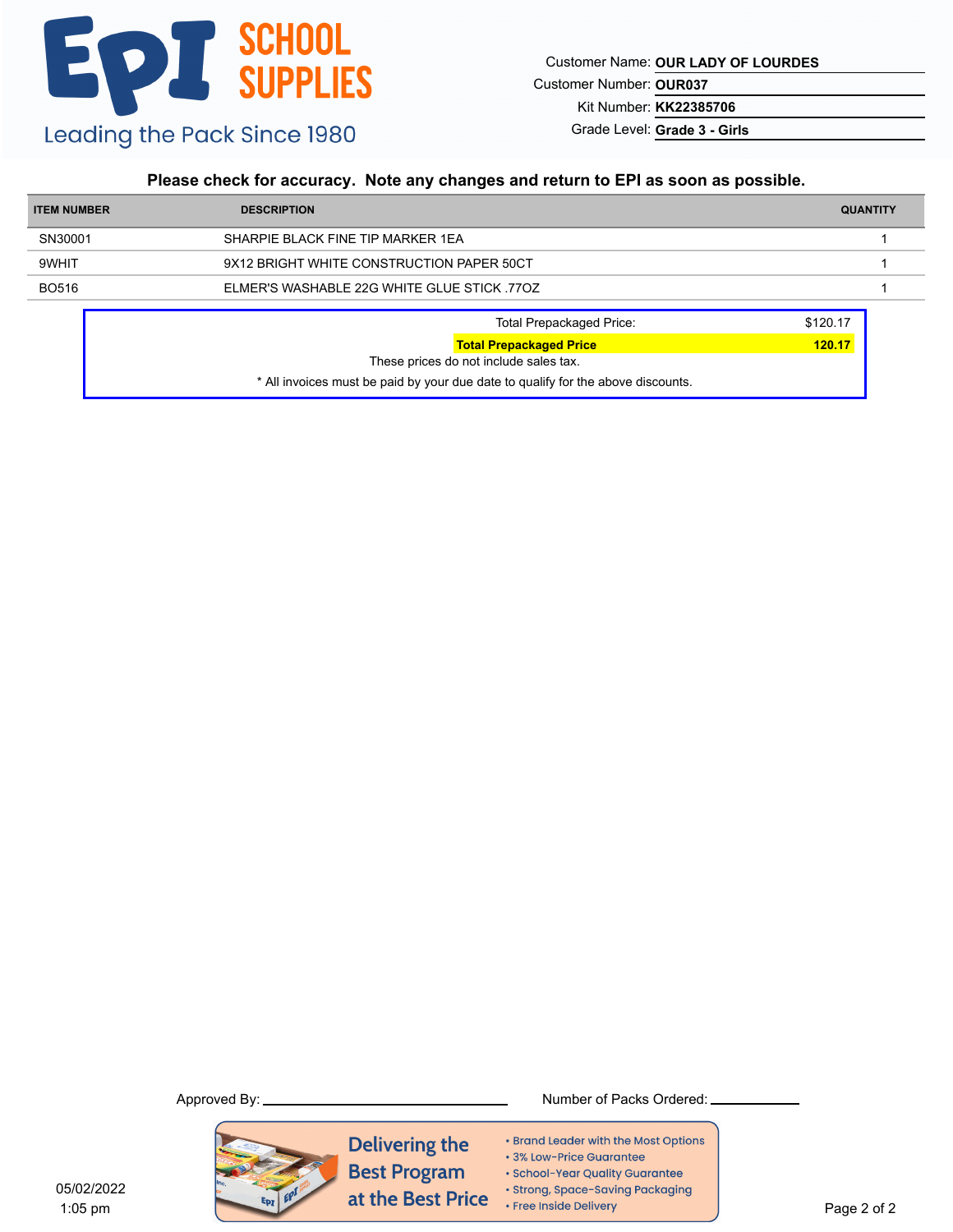EPI SCHOOL SUPPLIES

Leading the Pack Since 1980

Customer Name: **OUR LADY OF LOURDES**

Customer Number: **OUR037**

Kit Number: **KK22385706**

Grade Level: **Grade 3 - Girls**

**Please check for accuracy. Note any changes and return to EPI as soon as possible.**

| ITEM NUMBER | DESCRIPTION | QUANTITY |
|---|---|---|
| SN30001 | SHARPIE BLACK FINE TIP MARKER 1EA | 1 |
| 9WHIT | 9X12 BRIGHT WHITE CONSTRUCTION PAPER 50CT | 1 |
| BO516 | ELMER'S WASHABLE 22G WHITE GLUE STICK .77OZ | 1 |

Total Prepackaged Price: $120.17

**Total Prepackaged Price** **120.17**

These prices do not include sales tax.

* All invoices must be paid by your due date to qualify for the above discounts.

Approved By: ______________________ Number of Packs Ordered: __________

Delivering the Best Program at the Best Price

- Brand Leader with the Most Options
- 3% Low-Price Guarantee
- School-Year Quality Guarantee
- Strong, Space-Saving Packaging
- Free Inside Delivery

05/02/2022
1:05 pm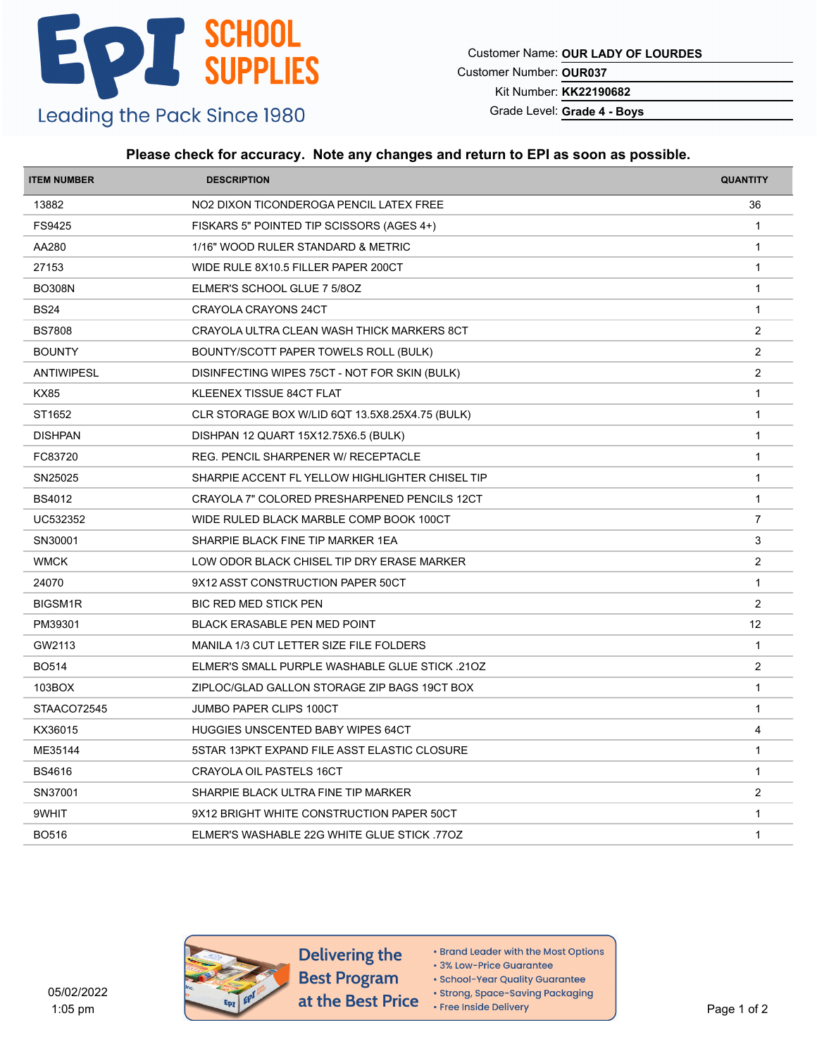# EPI SCHOOL SUPPLIES

Leading the Pack Since 1980

Customer Name: **OUR LADY OF LOURDES**
Customer Number: **OUR037**
Kit Number: **KK22190682**
Grade Level: **Grade 4 - Boys**

**Please check for accuracy. Note any changes and return to EPI as soon as possible.**

| ITEM NUMBER | DESCRIPTION | QUANTITY |
|---|---|---|
| 13882 | NO2 DIXON TICONDEROGA PENCIL LATEX FREE | 36 |
| FS9425 | FISKARS 5" POINTED TIP SCISSORS (AGES 4+) | 1 |
| AA280 | 1/16" WOOD RULER STANDARD & METRIC | 1 |
| 27153 | WIDE RULE 8X10.5 FILLER PAPER 200CT | 1 |
| BO308N | ELMER'S SCHOOL GLUE 7 5/8OZ | 1 |
| BS24 | CRAYOLA CRAYONS 24CT | 1 |
| BS7808 | CRAYOLA ULTRA CLEAN WASH THICK MARKERS 8CT | 2 |
| BOUNTY | BOUNTY/SCOTT PAPER TOWELS ROLL (BULK) | 2 |
| ANTIWIPESL | DISINFECTING WIPES 75CT - NOT FOR SKIN (BULK) | 2 |
| KX85 | KLEENEX TISSUE 84CT FLAT | 1 |
| ST1652 | CLR STORAGE BOX W/LID 6QT 13.5X8.25X4.75 (BULK) | 1 |
| DISHPAN | DISHPAN 12 QUART 15X12.75X6.5 (BULK) | 1 |
| FC83720 | REG. PENCIL SHARPENER W/ RECEPTACLE | 1 |
| SN25025 | SHARPIE ACCENT FL YELLOW HIGHLIGHTER CHISEL TIP | 1 |
| BS4012 | CRAYOLA 7" COLORED PRESHARPENED PENCILS 12CT | 1 |
| UC532352 | WIDE RULED BLACK MARBLE COMP BOOK 100CT | 7 |
| SN30001 | SHARPIE BLACK FINE TIP MARKER 1EA | 3 |
| WMCK | LOW ODOR BLACK CHISEL TIP DRY ERASE MARKER | 2 |
| 24070 | 9X12 ASST CONSTRUCTION PAPER 50CT | 1 |
| BIGSM1R | BIC RED MED STICK PEN | 2 |
| PM39301 | BLACK ERASABLE PEN MED POINT | 12 |
| GW2113 | MANILA 1/3 CUT LETTER SIZE FILE FOLDERS | 1 |
| BO514 | ELMER'S SMALL PURPLE WASHABLE GLUE STICK .21OZ | 2 |
| 103BOX | ZIPLOC/GLAD GALLON STORAGE ZIP BAGS 19CT BOX | 1 |
| STAACO72545 | JUMBO PAPER CLIPS 100CT | 1 |
| KX36015 | HUGGIES UNSCENTED BABY WIPES 64CT | 4 |
| ME35144 | 5STAR 13PKT EXPAND FILE ASST ELASTIC CLOSURE | 1 |
| BS4616 | CRAYOLA OIL PASTELS 16CT | 1 |
| SN37001 | SHARPIE BLACK ULTRA FINE TIP MARKER | 2 |
| 9WHIT | 9X12 BRIGHT WHITE CONSTRUCTION PAPER 50CT | 1 |
| BO516 | ELMER'S WASHABLE 22G WHITE GLUE STICK .77OZ | 1 |

05/02/2022
1:05 pm

**Delivering the Best Program at the Best Price**

- Brand Leader with the Most Options
- 3% Low-Price Guarantee
- School-Year Quality Guarantee
- Strong, Space-Saving Packaging
- Free Inside Delivery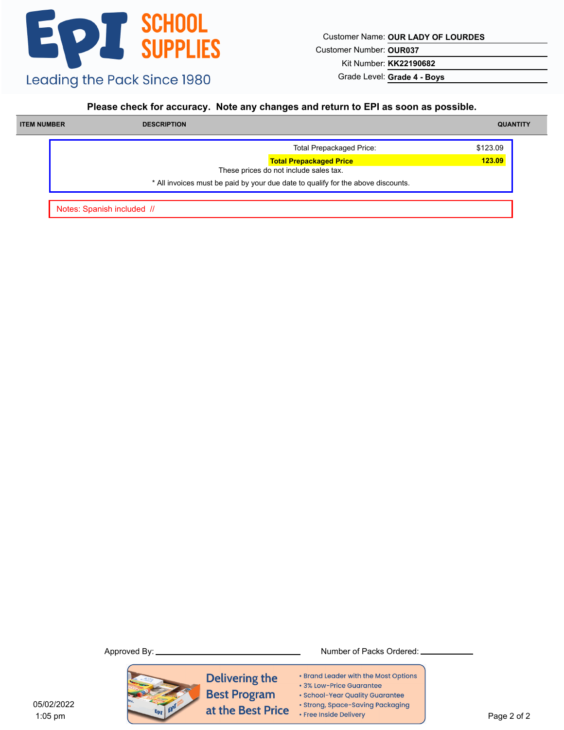# EPI SCHOOL SUPPLIES

Leading the Pack Since 1980

Customer Name: **OUR LADY OF LOURDES**

Customer Number: **OUR037**

Kit Number: **KK22190682**

Grade Level: **Grade 4 - Boys**

**Please check for accuracy. Note any changes and return to EPI as soon as possible.**

| ITEM NUMBER | DESCRIPTION | QUANTITY |
|---|---|---|

| | |
|---|---|
| Total Prepackaged Price: | $123.09 |
| **Total Prepackaged Price** | **123.09** |

These prices do not include sales tax.

* All invoices must be paid by your due date to qualify for the above discounts.

Notes: Spanish included //

Approved By: ______________________ Number of Packs Ordered: __________

Delivering the Best Program at the Best Price

- Brand Leader with the Most Options
- 3% Low-Price Guarantee
- School-Year Quality Guarantee
- Strong, Space-Saving Packaging
- Free Inside Delivery

05/02/2022
1:05 pm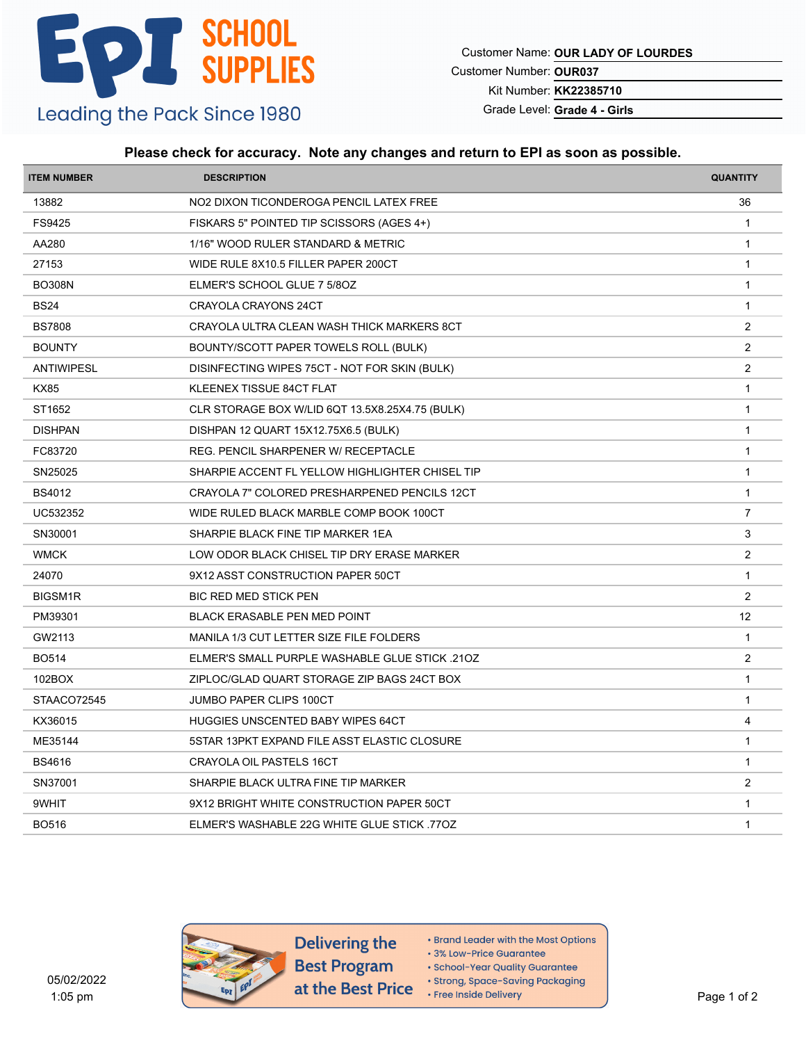EPI SCHOOL SUPPLIES

Leading the Pack Since 1980

Customer Name: **OUR LADY OF LOURDES**
Customer Number: **OUR037**
Kit Number: **KK22385710**
Grade Level: **Grade 4 - Girls**

**Please check for accuracy. Note any changes and return to EPI as soon as possible.**

| ITEM NUMBER | DESCRIPTION | QUANTITY |
|---|---|---|
| 13882 | NO2 DIXON TICONDEROGA PENCIL LATEX FREE | 36 |
| FS9425 | FISKARS 5" POINTED TIP SCISSORS (AGES 4+) | 1 |
| AA280 | 1/16" WOOD RULER STANDARD & METRIC | 1 |
| 27153 | WIDE RULE 8X10.5 FILLER PAPER 200CT | 1 |
| BO308N | ELMER'S SCHOOL GLUE 7 5/8OZ | 1 |
| BS24 | CRAYOLA CRAYONS 24CT | 1 |
| BS7808 | CRAYOLA ULTRA CLEAN WASH THICK MARKERS 8CT | 2 |
| BOUNTY | BOUNTY/SCOTT PAPER TOWELS ROLL (BULK) | 2 |
| ANTIWIPESL | DISINFECTING WIPES 75CT - NOT FOR SKIN (BULK) | 2 |
| KX85 | KLEENEX TISSUE 84CT FLAT | 1 |
| ST1652 | CLR STORAGE BOX W/LID 6QT 13.5X8.25X4.75 (BULK) | 1 |
| DISHPAN | DISHPAN 12 QUART 15X12.75X6.5 (BULK) | 1 |
| FC83720 | REG. PENCIL SHARPENER W/ RECEPTACLE | 1 |
| SN25025 | SHARPIE ACCENT FL YELLOW HIGHLIGHTER CHISEL TIP | 1 |
| BS4012 | CRAYOLA 7" COLORED PRESHARPENED PENCILS 12CT | 1 |
| UC532352 | WIDE RULED BLACK MARBLE COMP BOOK 100CT | 7 |
| SN30001 | SHARPIE BLACK FINE TIP MARKER 1EA | 3 |
| WMCK | LOW ODOR BLACK CHISEL TIP DRY ERASE MARKER | 2 |
| 24070 | 9X12 ASST CONSTRUCTION PAPER 50CT | 1 |
| BIGSM1R | BIC RED MED STICK PEN | 2 |
| PM39301 | BLACK ERASABLE PEN MED POINT | 12 |
| GW2113 | MANILA 1/3 CUT LETTER SIZE FILE FOLDERS | 1 |
| BO514 | ELMER'S SMALL PURPLE WASHABLE GLUE STICK .21OZ | 2 |
| 102BOX | ZIPLOC/GLAD QUART STORAGE ZIP BAGS 24CT BOX | 1 |
| STAACO72545 | JUMBO PAPER CLIPS 100CT | 1 |
| KX36015 | HUGGIES UNSCENTED BABY WIPES 64CT | 4 |
| ME35144 | 5STAR 13PKT EXPAND FILE ASST ELASTIC CLOSURE | 1 |
| BS4616 | CRAYOLA OIL PASTELS 16CT | 1 |
| SN37001 | SHARPIE BLACK ULTRA FINE TIP MARKER | 2 |
| 9WHIT | 9X12 BRIGHT WHITE CONSTRUCTION PAPER 50CT | 1 |
| BO516 | ELMER'S WASHABLE 22G WHITE GLUE STICK .77OZ | 1 |

05/02/2022
1:05 pm

Delivering the Best Program at the Best Price

- Brand Leader with the Most Options
- 3% Low-Price Guarantee
- School-Year Quality Guarantee
- Strong, Space-Saving Packaging
- Free Inside Delivery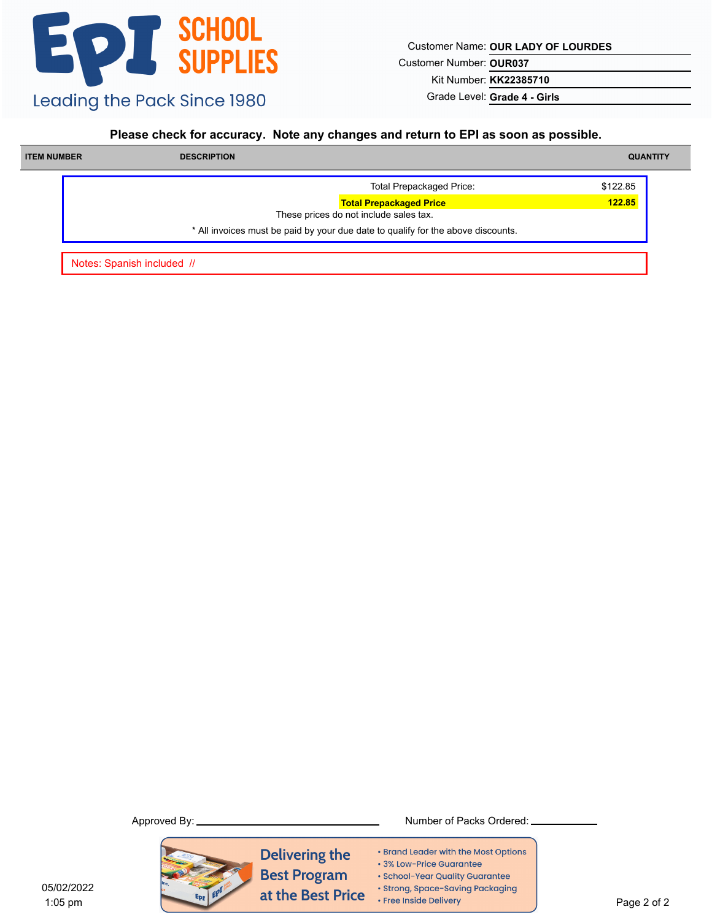EPI SCHOOL SUPPLIES

Leading the Pack Since 1980

Customer Name: **OUR LADY OF LOURDES**

Customer Number: **OUR037**

Kit Number: **KK22385710**

Grade Level: **Grade 4 - Girls**

**Please check for accuracy. Note any changes and return to EPI as soon as possible.**

| ITEM NUMBER | DESCRIPTION | QUANTITY |
|---|---|---|

| | |
|---|---|
| Total Prepackaged Price: | $122.85 |
| **Total Prepackaged Price** | **122.85** |

These prices do not include sales tax.

\* All invoices must be paid by your due date to qualify for the above discounts.

Notes: Spanish included //

Approved By: ______________________ Number of Packs Ordered: __________

Delivering the Best Program at the Best Price

- Brand Leader with the Most Options
- 3% Low-Price Guarantee
- School-Year Quality Guarantee
- Strong, Space-Saving Packaging
- Free Inside Delivery

05/02/2022
1:05 pm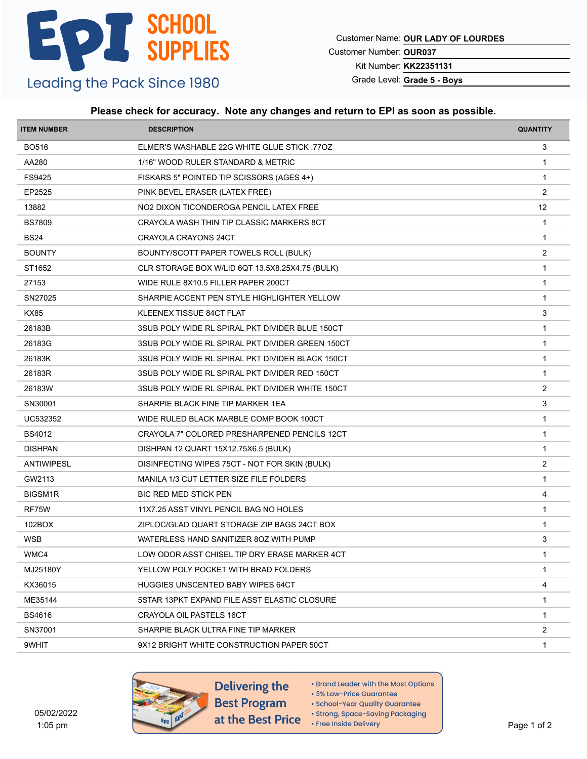# EPI SCHOOL SUPPLIES

Leading the Pack Since 1980

Customer Name: **OUR LADY OF LOURDES**
Customer Number: **OUR037**
Kit Number: **KK22351131**
Grade Level: **Grade 5 - Boys**

**Please check for accuracy. Note any changes and return to EPI as soon as possible.**

| ITEM NUMBER | DESCRIPTION | QUANTITY |
|---|---|---|
| BO516 | ELMER'S WASHABLE 22G WHITE GLUE STICK .77OZ | 3 |
| AA280 | 1/16" WOOD RULER STANDARD & METRIC | 1 |
| FS9425 | FISKARS 5" POINTED TIP SCISSORS (AGES 4+) | 1 |
| EP2525 | PINK BEVEL ERASER (LATEX FREE) | 2 |
| 13882 | NO2 DIXON TICONDEROGA PENCIL LATEX FREE | 12 |
| BS7809 | CRAYOLA WASH THIN TIP CLASSIC MARKERS 8CT | 1 |
| BS24 | CRAYOLA CRAYONS 24CT | 1 |
| BOUNTY | BOUNTY/SCOTT PAPER TOWELS ROLL (BULK) | 2 |
| ST1652 | CLR STORAGE BOX W/LID 6QT 13.5X8.25X4.75 (BULK) | 1 |
| 27153 | WIDE RULE 8X10.5 FILLER PAPER 200CT | 1 |
| SN27025 | SHARPIE ACCENT PEN STYLE HIGHLIGHTER YELLOW | 1 |
| KX85 | KLEENEX TISSUE 84CT FLAT | 3 |
| 26183B | 3SUB POLY WIDE RL SPIRAL PKT DIVIDER BLUE 150CT | 1 |
| 26183G | 3SUB POLY WIDE RL SPIRAL PKT DIVIDER GREEN 150CT | 1 |
| 26183K | 3SUB POLY WIDE RL SPIRAL PKT DIVIDER BLACK 150CT | 1 |
| 26183R | 3SUB POLY WIDE RL SPIRAL PKT DIVIDER RED 150CT | 1 |
| 26183W | 3SUB POLY WIDE RL SPIRAL PKT DIVIDER WHITE 150CT | 2 |
| SN30001 | SHARPIE BLACK FINE TIP MARKER 1EA | 3 |
| UC532352 | WIDE RULED BLACK MARBLE COMP BOOK 100CT | 1 |
| BS4012 | CRAYOLA 7" COLORED PRESHARPENED PENCILS 12CT | 1 |
| DISHPAN | DISHPAN 12 QUART 15X12.75X6.5 (BULK) | 1 |
| ANTIWIPESL | DISINFECTING WIPES 75CT - NOT FOR SKIN (BULK) | 2 |
| GW2113 | MANILA 1/3 CUT LETTER SIZE FILE FOLDERS | 1 |
| BIGSM1R | BIC RED MED STICK PEN | 4 |
| RF75W | 11X7.25 ASST VINYL PENCIL BAG NO HOLES | 1 |
| 102BOX | ZIPLOC/GLAD QUART STORAGE ZIP BAGS 24CT BOX | 1 |
| WSB | WATERLESS HAND SANITIZER 8OZ WITH PUMP | 3 |
| WMC4 | LOW ODOR ASST CHISEL TIP DRY ERASE MARKER 4CT | 1 |
| MJ25180Y | YELLOW POLY POCKET WITH BRAD FOLDERS | 1 |
| KX36015 | HUGGIES UNSCENTED BABY WIPES 64CT | 4 |
| ME35144 | 5STAR 13PKT EXPAND FILE ASST ELASTIC CLOSURE | 1 |
| BS4616 | CRAYOLA OIL PASTELS 16CT | 1 |
| SN37001 | SHARPIE BLACK ULTRA FINE TIP MARKER | 2 |
| 9WHIT | 9X12 BRIGHT WHITE CONSTRUCTION PAPER 50CT | 1 |

05/02/2022
1:05 pm

**Delivering the Best Program at the Best Price**

- Brand Leader with the Most Options
- 3% Low-Price Guarantee
- School-Year Quality Guarantee
- Strong, Space-Saving Packaging
- Free Inside Delivery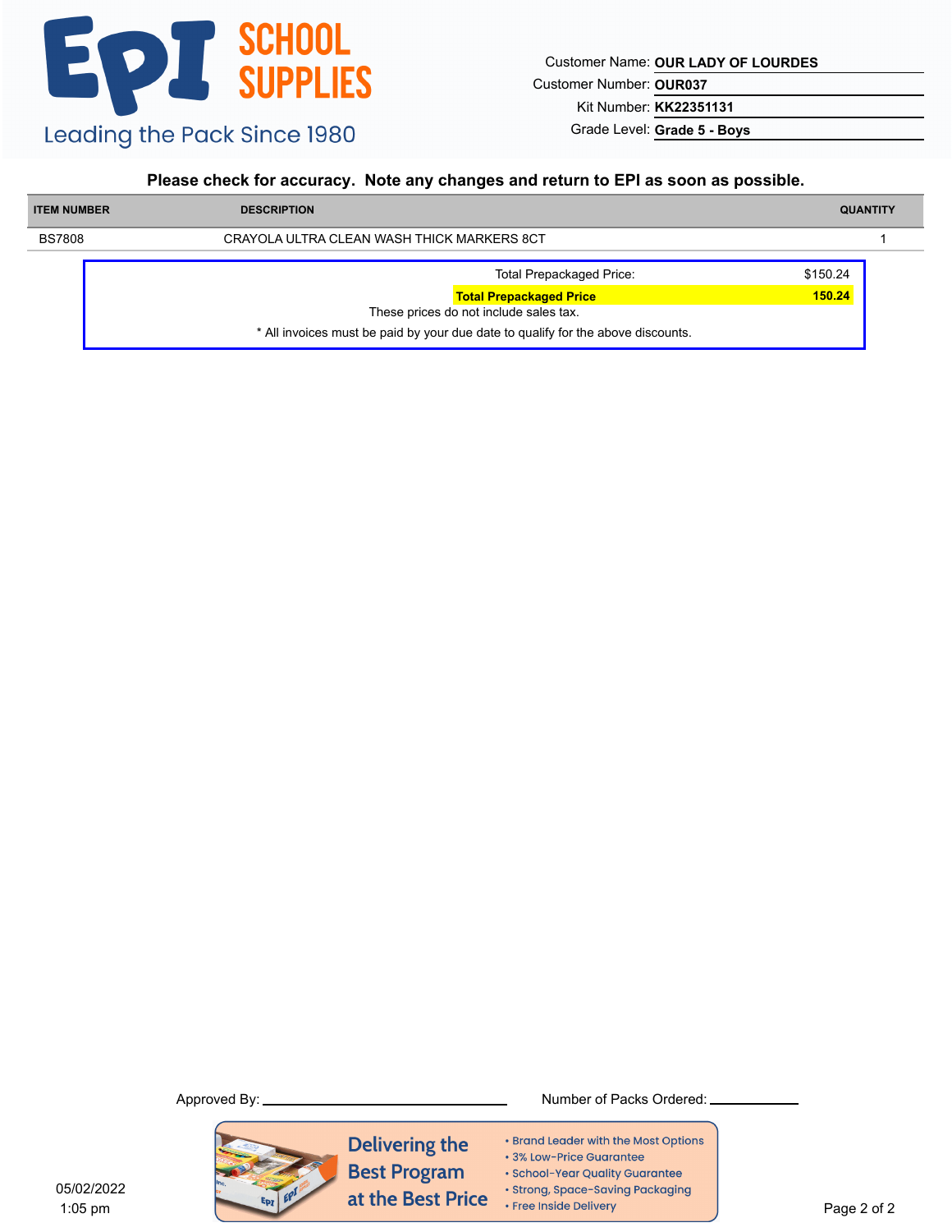# EPI SCHOOL SUPPLIES

Leading the Pack Since 1980

Customer Name: **OUR LADY OF LOURDES**
Customer Number: **OUR037**
Kit Number: **KK22351131**
Grade Level: **Grade 5 - Boys**

**Please check for accuracy. Note any changes and return to EPI as soon as possible.**

| ITEM NUMBER | DESCRIPTION | QUANTITY |
|---|---|---|
| BS7808 | CRAYOLA ULTRA CLEAN WASH THICK MARKERS 8CT | 1 |

| | |
|---|---|
| Total Prepackaged Price: | $150.24 |
| **Total Prepackaged Price** | **150.24** |

These prices do not include sales tax.

* All invoices must be paid by your due date to qualify for the above discounts.

Approved By: ____________________ Number of Packs Ordered: __________

Delivering the Best Program at the Best Price

- Brand Leader with the Most Options
- 3% Low-Price Guarantee
- School-Year Quality Guarantee
- Strong, Space-Saving Packaging
- Free Inside Delivery

05/02/2022
1:05 pm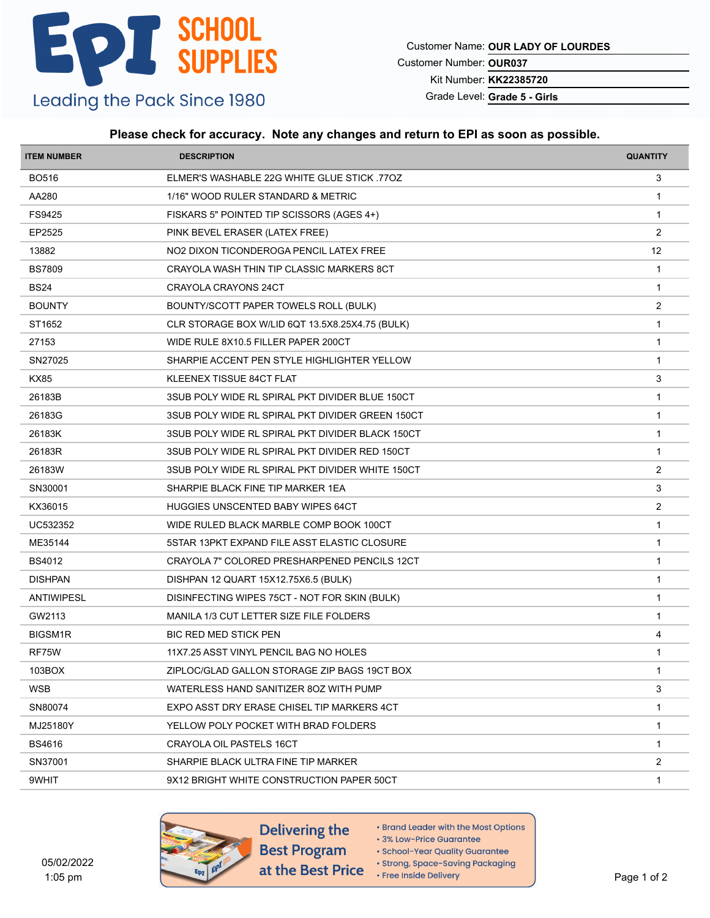**EPI SCHOOL SUPPLIES**

Leading the Pack Since 1980

Customer Name: **OUR LADY OF LOURDES**
Customer Number: **OUR037**
Kit Number: **KK22385720**
Grade Level: **Grade 5 - Girls**

**Please check for accuracy. Note any changes and return to EPI as soon as possible.**

| ITEM NUMBER | DESCRIPTION | QUANTITY |
|---|---|---|
| BO516 | ELMER'S WASHABLE 22G WHITE GLUE STICK .77OZ | 3 |
| AA280 | 1/16" WOOD RULER STANDARD & METRIC | 1 |
| FS9425 | FISKARS 5" POINTED TIP SCISSORS (AGES 4+) | 1 |
| EP2525 | PINK BEVEL ERASER (LATEX FREE) | 2 |
| 13882 | NO2 DIXON TICONDEROGA PENCIL LATEX FREE | 12 |
| BS7809 | CRAYOLA WASH THIN TIP CLASSIC MARKERS 8CT | 1 |
| BS24 | CRAYOLA CRAYONS 24CT | 1 |
| BOUNTY | BOUNTY/SCOTT PAPER TOWELS ROLL (BULK) | 2 |
| ST1652 | CLR STORAGE BOX W/LID 6QT 13.5X8.25X4.75 (BULK) | 1 |
| 27153 | WIDE RULE 8X10.5 FILLER PAPER 200CT | 1 |
| SN27025 | SHARPIE ACCENT PEN STYLE HIGHLIGHTER YELLOW | 1 |
| KX85 | KLEENEX TISSUE 84CT FLAT | 3 |
| 26183B | 3SUB POLY WIDE RL SPIRAL PKT DIVIDER BLUE 150CT | 1 |
| 26183G | 3SUB POLY WIDE RL SPIRAL PKT DIVIDER GREEN 150CT | 1 |
| 26183K | 3SUB POLY WIDE RL SPIRAL PKT DIVIDER BLACK 150CT | 1 |
| 26183R | 3SUB POLY WIDE RL SPIRAL PKT DIVIDER RED 150CT | 1 |
| 26183W | 3SUB POLY WIDE RL SPIRAL PKT DIVIDER WHITE 150CT | 2 |
| SN30001 | SHARPIE BLACK FINE TIP MARKER 1EA | 3 |
| KX36015 | HUGGIES UNSCENTED BABY WIPES 64CT | 2 |
| UC532352 | WIDE RULED BLACK MARBLE COMP BOOK 100CT | 1 |
| ME35144 | 5STAR 13PKT EXPAND FILE ASST ELASTIC CLOSURE | 1 |
| BS4012 | CRAYOLA 7" COLORED PRESHARPENED PENCILS 12CT | 1 |
| DISHPAN | DISHPAN 12 QUART 15X12.75X6.5 (BULK) | 1 |
| ANTIWIPESL | DISINFECTING WIPES 75CT - NOT FOR SKIN (BULK) | 1 |
| GW2113 | MANILA 1/3 CUT LETTER SIZE FILE FOLDERS | 1 |
| BIGSM1R | BIC RED MED STICK PEN | 4 |
| RF75W | 11X7.25 ASST VINYL PENCIL BAG NO HOLES | 1 |
| 103BOX | ZIPLOC/GLAD GALLON STORAGE ZIP BAGS 19CT BOX | 1 |
| WSB | WATERLESS HAND SANITIZER 8OZ WITH PUMP | 3 |
| SN80074 | EXPO ASST DRY ERASE CHISEL TIP MARKERS 4CT | 1 |
| MJ25180Y | YELLOW POLY POCKET WITH BRAD FOLDERS | 1 |
| BS4616 | CRAYOLA OIL PASTELS 16CT | 1 |
| SN37001 | SHARPIE BLACK ULTRA FINE TIP MARKER | 2 |
| 9WHIT | 9X12 BRIGHT WHITE CONSTRUCTION PAPER 50CT | 1 |

05/02/2022
1:05 pm

**Delivering the Best Program at the Best Price**

- Brand Leader with the Most Options
- 3% Low-Price Guarantee
- School-Year Quality Guarantee
- Strong, Space-Saving Packaging
- Free Inside Delivery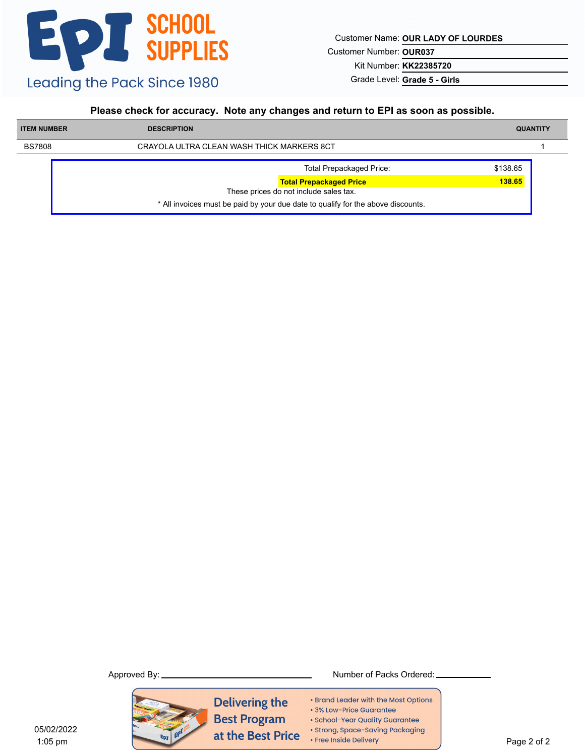**EPI SCHOOL SUPPLIES**

Leading the Pack Since 1980

Customer Name: **OUR LADY OF LOURDES**

Customer Number: **OUR037**

Kit Number: **KK22385720**

Grade Level: **Grade 5 - Girls**

**Please check for accuracy. Note any changes and return to EPI as soon as possible.**

| ITEM NUMBER | DESCRIPTION | QUANTITY |
|---|---|---|
| BS7808 | CRAYOLA ULTRA CLEAN WASH THICK MARKERS 8CT | 1 |

| | |
|---|---|
| Total Prepackaged Price: | $138.65 |
| **Total Prepackaged Price** | **138.65** |

These prices do not include sales tax.

* All invoices must be paid by your due date to qualify for the above discounts.

Approved By: ______________________ Number of Packs Ordered: __________

Delivering the Best Program at the Best Price

- Brand Leader with the Most Options
- 3% Low-Price Guarantee
- School-Year Quality Guarantee
- Strong, Space-Saving Packaging
- Free Inside Delivery

05/02/2022
1:05 pm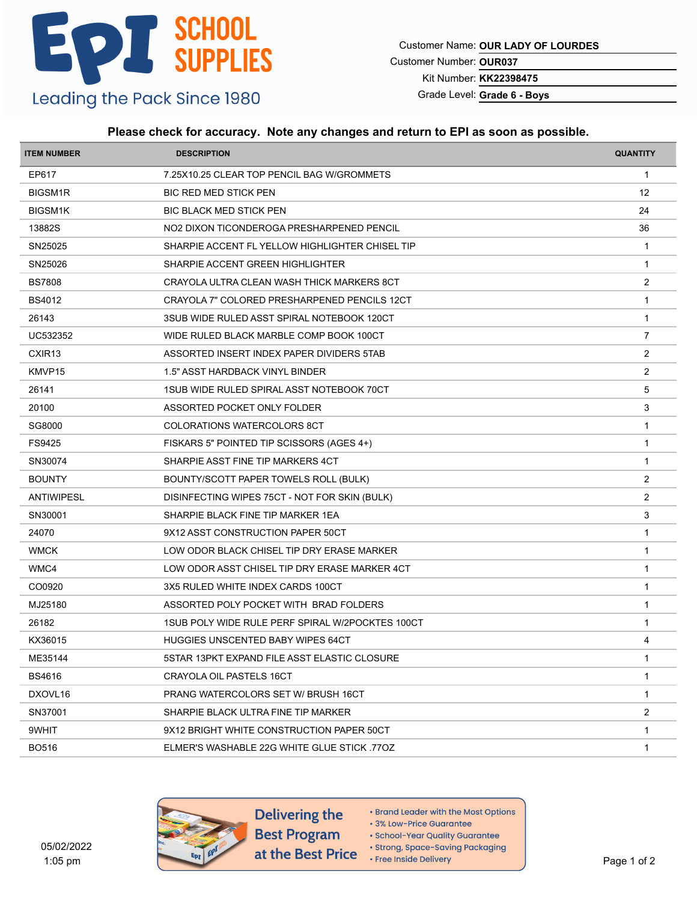# EPI SCHOOL SUPPLIES

Leading the Pack Since 1980

Customer Name: **OUR LADY OF LOURDES**
Customer Number: **OUR037**
Kit Number: **KK22398475**
Grade Level: **Grade 6 - Boys**

**Please check for accuracy. Note any changes and return to EPI as soon as possible.**

| ITEM NUMBER | DESCRIPTION | QUANTITY |
|---|---|---|
| EP617 | 7.25X10.25 CLEAR TOP PENCIL BAG W/GROMMETS | 1 |
| BIGSM1R | BIC RED MED STICK PEN | 12 |
| BIGSM1K | BIC BLACK MED STICK PEN | 24 |
| 13882S | NO2 DIXON TICONDEROGA PRESHARPENED PENCIL | 36 |
| SN25025 | SHARPIE ACCENT FL YELLOW HIGHLIGHTER CHISEL TIP | 1 |
| SN25026 | SHARPIE ACCENT GREEN HIGHLIGHTER | 1 |
| BS7808 | CRAYOLA ULTRA CLEAN WASH THICK MARKERS 8CT | 2 |
| BS4012 | CRAYOLA 7" COLORED PRESHARPENED PENCILS 12CT | 1 |
| 26143 | 3SUB WIDE RULED ASST SPIRAL NOTEBOOK 120CT | 1 |
| UC532352 | WIDE RULED BLACK MARBLE COMP BOOK 100CT | 7 |
| CXIR13 | ASSORTED INSERT INDEX PAPER DIVIDERS 5TAB | 2 |
| KMVP15 | 1.5" ASST HARDBACK VINYL BINDER | 2 |
| 26141 | 1SUB WIDE RULED SPIRAL ASST NOTEBOOK 70CT | 5 |
| 20100 | ASSORTED POCKET ONLY FOLDER | 3 |
| SG8000 | COLORATIONS WATERCOLORS 8CT | 1 |
| FS9425 | FISKARS 5" POINTED TIP SCISSORS (AGES 4+) | 1 |
| SN30074 | SHARPIE ASST FINE TIP MARKERS 4CT | 1 |
| BOUNTY | BOUNTY/SCOTT PAPER TOWELS ROLL (BULK) | 2 |
| ANTIWIPESL | DISINFECTING WIPES 75CT - NOT FOR SKIN (BULK) | 2 |
| SN30001 | SHARPIE BLACK FINE TIP MARKER 1EA | 3 |
| 24070 | 9X12 ASST CONSTRUCTION PAPER 50CT | 1 |
| WMCK | LOW ODOR BLACK CHISEL TIP DRY ERASE MARKER | 1 |
| WMC4 | LOW ODOR ASST CHISEL TIP DRY ERASE MARKER 4CT | 1 |
| CO0920 | 3X5 RULED WHITE INDEX CARDS 100CT | 1 |
| MJ25180 | ASSORTED POLY POCKET WITH BRAD FOLDERS | 1 |
| 26182 | 1SUB POLY WIDE RULE PERF SPIRAL W/2POCKTES 100CT | 1 |
| KX36015 | HUGGIES UNSCENTED BABY WIPES 64CT | 4 |
| ME35144 | 5STAR 13PKT EXPAND FILE ASST ELASTIC CLOSURE | 1 |
| BS4616 | CRAYOLA OIL PASTELS 16CT | 1 |
| DXOVL16 | PRANG WATERCOLORS SET W/ BRUSH 16CT | 1 |
| SN37001 | SHARPIE BLACK ULTRA FINE TIP MARKER | 2 |
| 9WHIT | 9X12 BRIGHT WHITE CONSTRUCTION PAPER 50CT | 1 |
| BO516 | ELMER'S WASHABLE 22G WHITE GLUE STICK .77OZ | 1 |

05/02/2022
1:05 pm

**Delivering the Best Program at the Best Price**

- Brand Leader with the Most Options
- 3% Low-Price Guarantee
- School-Year Quality Guarantee
- Strong, Space-Saving Packaging
- Free Inside Delivery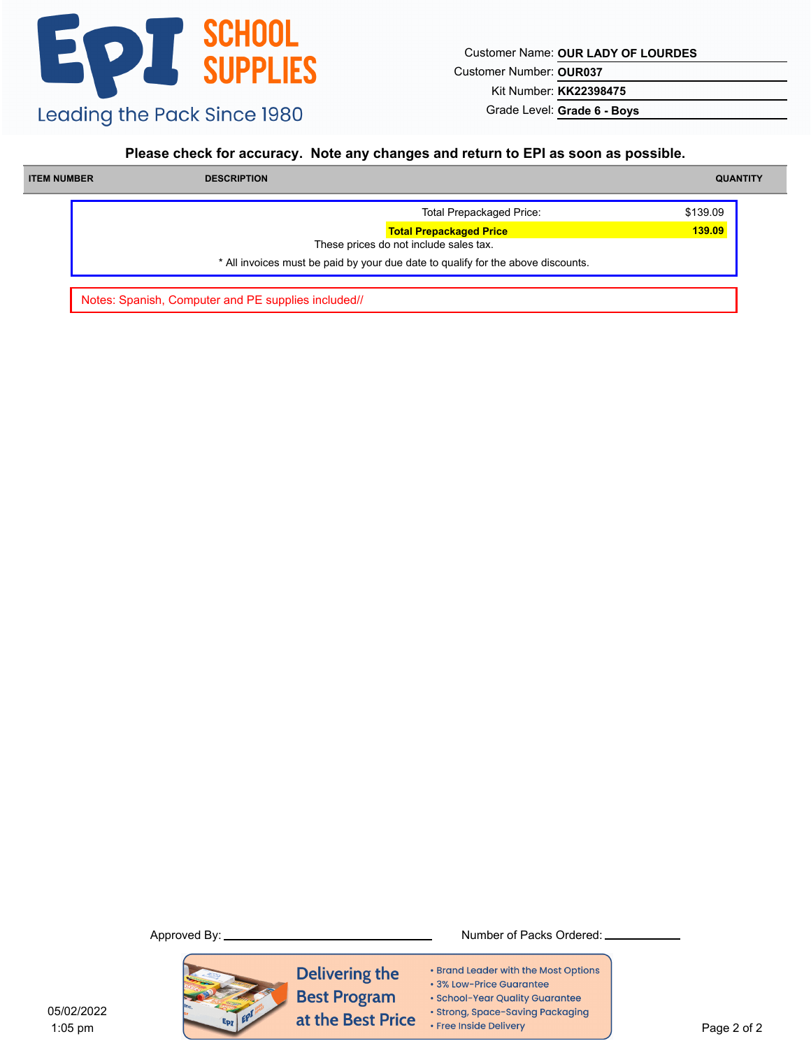EPI SCHOOL SUPPLIES

Leading the Pack Since 1980

Customer Name: **OUR LADY OF LOURDES**
Customer Number: **OUR037**
Kit Number: **KK22398475**
Grade Level: **Grade 6 - Boys**

**Please check for accuracy. Note any changes and return to EPI as soon as possible.**

| ITEM NUMBER | DESCRIPTION | QUANTITY |
|---|---|---|

| | |
|---|---|
| Total Prepackaged Price: | $139.09 |
| **Total Prepackaged Price** | **139.09** |

These prices do not include sales tax.

* All invoices must be paid by your due date to qualify for the above discounts.

Notes: Spanish, Computer and PE supplies included//

Approved By: ____________________ Number of Packs Ordered: __________

Delivering the Best Program at the Best Price

- Brand Leader with the Most Options
- 3% Low-Price Guarantee
- School-Year Quality Guarantee
- Strong, Space-Saving Packaging
- Free Inside Delivery

05/02/2022
1:05 pm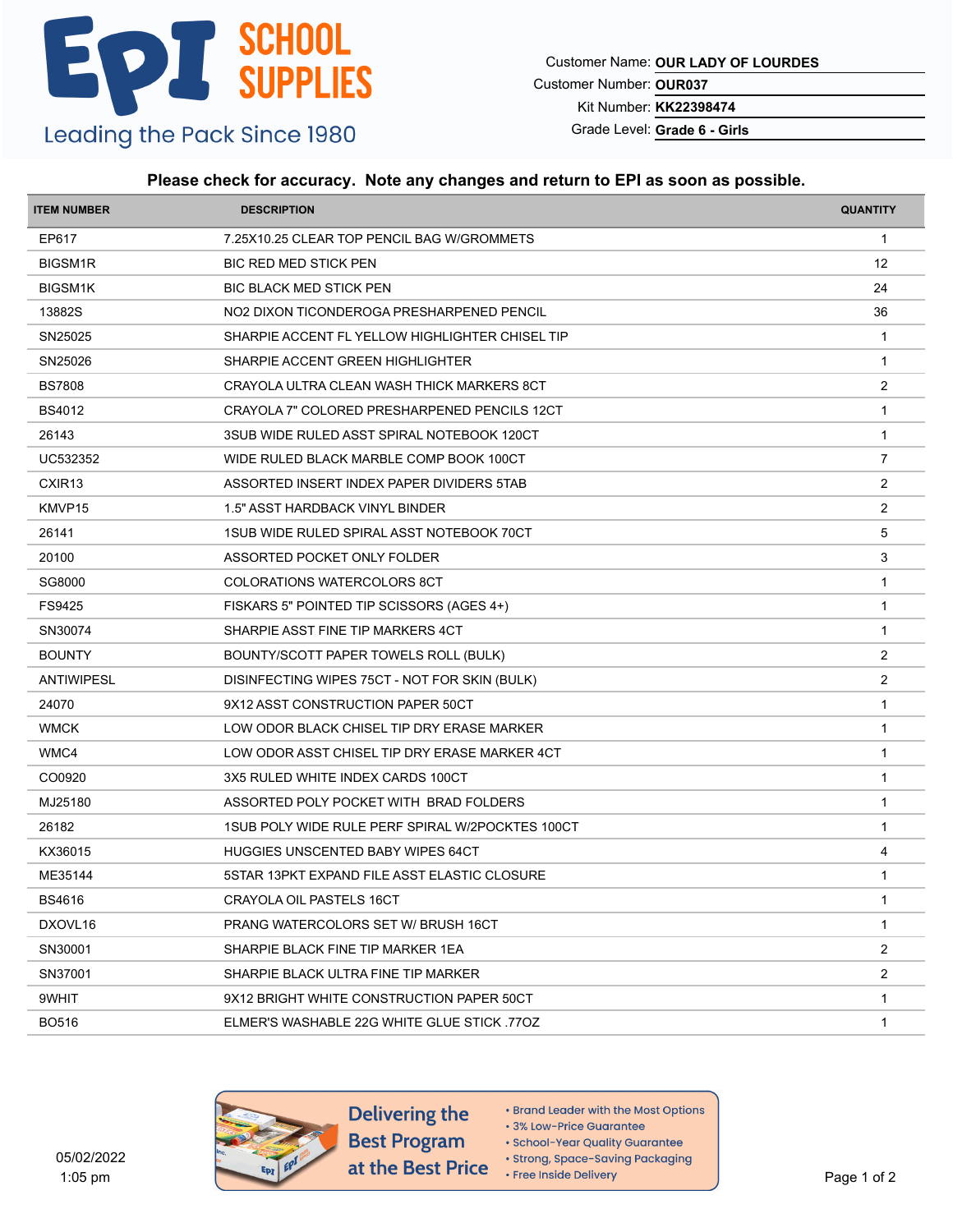**EPI SCHOOL SUPPLIES**
Leading the Pack Since 1980

Customer Name: **OUR LADY OF LOURDES**
Customer Number: **OUR037**
Kit Number: **KK22398474**
Grade Level: **Grade 6 - Girls**

**Please check for accuracy. Note any changes and return to EPI as soon as possible.**

| ITEM NUMBER | DESCRIPTION | QUANTITY |
|---|---|---|
| EP617 | 7.25X10.25 CLEAR TOP PENCIL BAG W/GROMMETS | 1 |
| BIGSM1R | BIC RED MED STICK PEN | 12 |
| BIGSM1K | BIC BLACK MED STICK PEN | 24 |
| 13882S | NO2 DIXON TICONDEROGA PRESHARPENED PENCIL | 36 |
| SN25025 | SHARPIE ACCENT FL YELLOW HIGHLIGHTER CHISEL TIP | 1 |
| SN25026 | SHARPIE ACCENT GREEN HIGHLIGHTER | 1 |
| BS7808 | CRAYOLA ULTRA CLEAN WASH THICK MARKERS 8CT | 2 |
| BS4012 | CRAYOLA 7" COLORED PRESHARPENED PENCILS 12CT | 1 |
| 26143 | 3SUB WIDE RULED ASST SPIRAL NOTEBOOK 120CT | 1 |
| UC532352 | WIDE RULED BLACK MARBLE COMP BOOK 100CT | 7 |
| CXIR13 | ASSORTED INSERT INDEX PAPER DIVIDERS 5TAB | 2 |
| KMVP15 | 1.5" ASST HARDBACK VINYL BINDER | 2 |
| 26141 | 1SUB WIDE RULED SPIRAL ASST NOTEBOOK 70CT | 5 |
| 20100 | ASSORTED POCKET ONLY FOLDER | 3 |
| SG8000 | COLORATIONS WATERCOLORS 8CT | 1 |
| FS9425 | FISKARS 5" POINTED TIP SCISSORS (AGES 4+) | 1 |
| SN30074 | SHARPIE ASST FINE TIP MARKERS 4CT | 1 |
| BOUNTY | BOUNTY/SCOTT PAPER TOWELS ROLL (BULK) | 2 |
| ANTIWIPESL | DISINFECTING WIPES 75CT - NOT FOR SKIN (BULK) | 2 |
| 24070 | 9X12 ASST CONSTRUCTION PAPER 50CT | 1 |
| WMCK | LOW ODOR BLACK CHISEL TIP DRY ERASE MARKER | 1 |
| WMC4 | LOW ODOR ASST CHISEL TIP DRY ERASE MARKER 4CT | 1 |
| CO0920 | 3X5 RULED WHITE INDEX CARDS 100CT | 1 |
| MJ25180 | ASSORTED POLY POCKET WITH BRAD FOLDERS | 1 |
| 26182 | 1SUB POLY WIDE RULE PERF SPIRAL W/2POCKTES 100CT | 1 |
| KX36015 | HUGGIES UNSCENTED BABY WIPES 64CT | 4 |
| ME35144 | 5STAR 13PKT EXPAND FILE ASST ELASTIC CLOSURE | 1 |
| BS4616 | CRAYOLA OIL PASTELS 16CT | 1 |
| DXOVL16 | PRANG WATERCOLORS SET W/ BRUSH 16CT | 1 |
| SN30001 | SHARPIE BLACK FINE TIP MARKER 1EA | 2 |
| SN37001 | SHARPIE BLACK ULTRA FINE TIP MARKER | 2 |
| 9WHIT | 9X12 BRIGHT WHITE CONSTRUCTION PAPER 50CT | 1 |
| BO516 | ELMER'S WASHABLE 22G WHITE GLUE STICK .77OZ | 1 |

05/02/2022
1:05 pm

**Delivering the Best Program at the Best Price**

- Brand Leader with the Most Options
- 3% Low-Price Guarantee
- School-Year Quality Guarantee
- Strong, Space-Saving Packaging
- Free Inside Delivery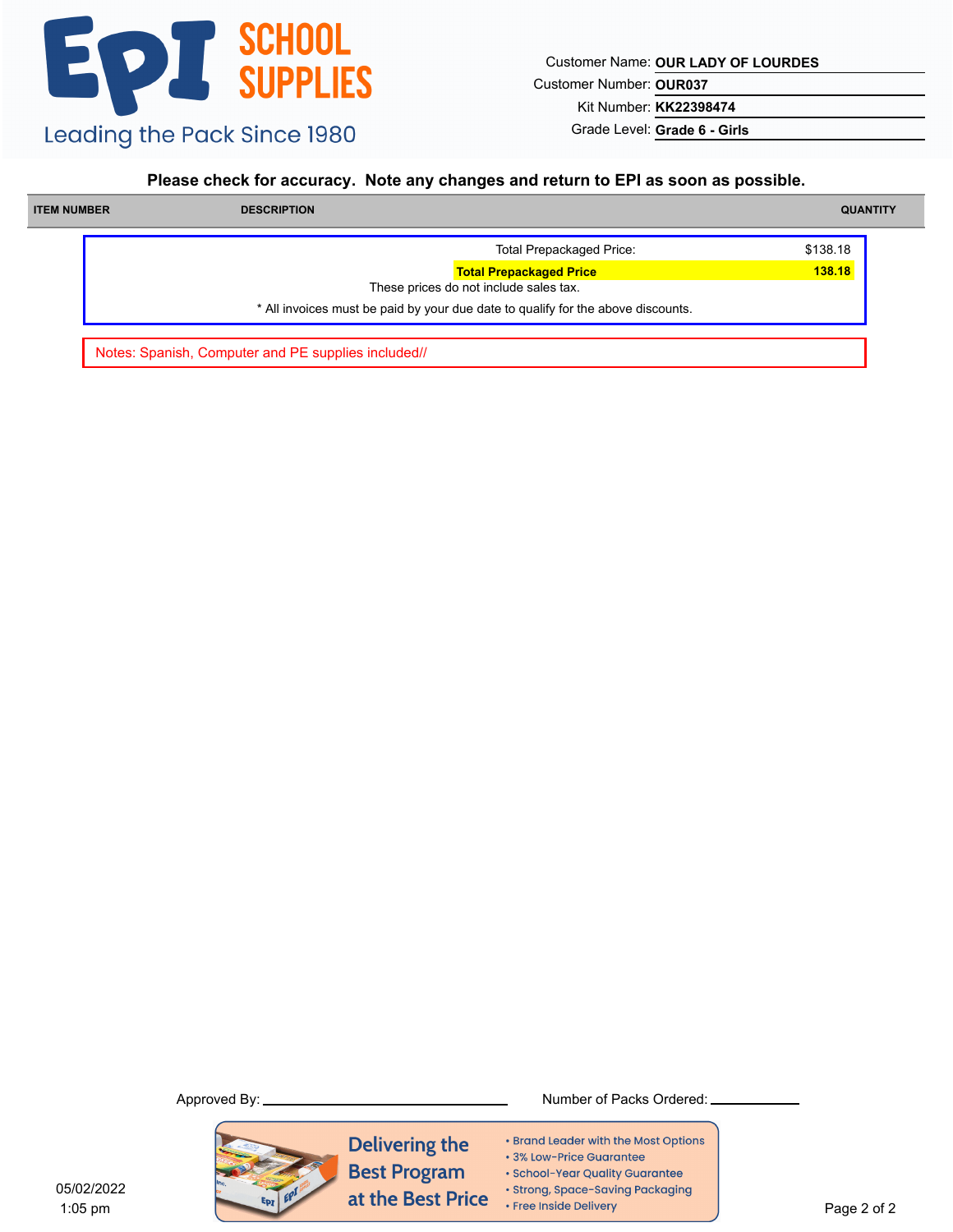# EPI SCHOOL SUPPLIES

Leading the Pack Since 1980

Customer Name: **OUR LADY OF LOURDES**
Customer Number: **OUR037**
Kit Number: **KK22398474**
Grade Level: **Grade 6 - Girls**

**Please check for accuracy. Note any changes and return to EPI as soon as possible.**

| ITEM NUMBER | DESCRIPTION | QUANTITY |
|---|---|---|

| | |
|---|---|
| Total Prepackaged Price: | $138.18 |
| **Total Prepackaged Price** | **138.18** |

These prices do not include sales tax.

* All invoices must be paid by your due date to qualify for the above discounts.

Notes: Spanish, Computer and PE supplies included//

Approved By: ______________________ Number of Packs Ordered: __________

Delivering the Best Program at the Best Price

- Brand Leader with the Most Options
- 3% Low-Price Guarantee
- School-Year Quality Guarantee
- Strong, Space-Saving Packaging
- Free Inside Delivery

05/02/2022
1:05 pm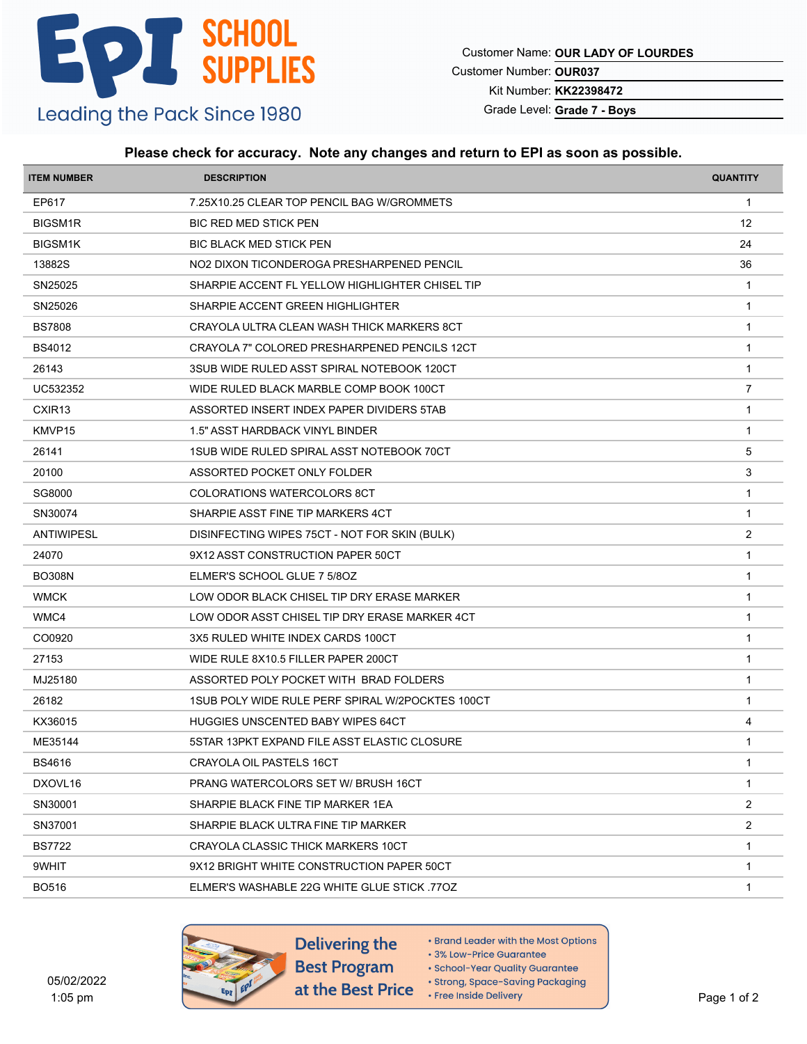EPI SCHOOL SUPPLIES

Leading the Pack Since 1980

Customer Name: **OUR LADY OF LOURDES**
Customer Number: **OUR037**
Kit Number: **KK22398472**
Grade Level: **Grade 7 - Boys**

**Please check for accuracy. Note any changes and return to EPI as soon as possible.**

| ITEM NUMBER | DESCRIPTION | QUANTITY |
|---|---|---|
| EP617 | 7.25X10.25 CLEAR TOP PENCIL BAG W/GROMMETS | 1 |
| BIGSM1R | BIC RED MED STICK PEN | 12 |
| BIGSM1K | BIC BLACK MED STICK PEN | 24 |
| 13882S | NO2 DIXON TICONDEROGA PRESHARPENED PENCIL | 36 |
| SN25025 | SHARPIE ACCENT FL YELLOW HIGHLIGHTER CHISEL TIP | 1 |
| SN25026 | SHARPIE ACCENT GREEN HIGHLIGHTER | 1 |
| BS7808 | CRAYOLA ULTRA CLEAN WASH THICK MARKERS 8CT | 1 |
| BS4012 | CRAYOLA 7" COLORED PRESHARPENED PENCILS 12CT | 1 |
| 26143 | 3SUB WIDE RULED ASST SPIRAL NOTEBOOK 120CT | 1 |
| UC532352 | WIDE RULED BLACK MARBLE COMP BOOK 100CT | 7 |
| CXIR13 | ASSORTED INSERT INDEX PAPER DIVIDERS 5TAB | 1 |
| KMVP15 | 1.5" ASST HARDBACK VINYL BINDER | 1 |
| 26141 | 1SUB WIDE RULED SPIRAL ASST NOTEBOOK 70CT | 5 |
| 20100 | ASSORTED POCKET ONLY FOLDER | 3 |
| SG8000 | COLORATIONS WATERCOLORS 8CT | 1 |
| SN30074 | SHARPIE ASST FINE TIP MARKERS 4CT | 1 |
| ANTIWIPESL | DISINFECTING WIPES 75CT - NOT FOR SKIN (BULK) | 2 |
| 24070 | 9X12 ASST CONSTRUCTION PAPER 50CT | 1 |
| BO308N | ELMER'S SCHOOL GLUE 7 5/8OZ | 1 |
| WMCK | LOW ODOR BLACK CHISEL TIP DRY ERASE MARKER | 1 |
| WMC4 | LOW ODOR ASST CHISEL TIP DRY ERASE MARKER 4CT | 1 |
| CO0920 | 3X5 RULED WHITE INDEX CARDS 100CT | 1 |
| 27153 | WIDE RULE 8X10.5 FILLER PAPER 200CT | 1 |
| MJ25180 | ASSORTED POLY POCKET WITH BRAD FOLDERS | 1 |
| 26182 | 1SUB POLY WIDE RULE PERF SPIRAL W/2POCKTES 100CT | 1 |
| KX36015 | HUGGIES UNSCENTED BABY WIPES 64CT | 4 |
| ME35144 | 5STAR 13PKT EXPAND FILE ASST ELASTIC CLOSURE | 1 |
| BS4616 | CRAYOLA OIL PASTELS 16CT | 1 |
| DXOVL16 | PRANG WATERCOLORS SET W/ BRUSH 16CT | 1 |
| SN30001 | SHARPIE BLACK FINE TIP MARKER 1EA | 2 |
| SN37001 | SHARPIE BLACK ULTRA FINE TIP MARKER | 2 |
| BS7722 | CRAYOLA CLASSIC THICK MARKERS 10CT | 1 |
| 9WHIT | 9X12 BRIGHT WHITE CONSTRUCTION PAPER 50CT | 1 |
| BO516 | ELMER'S WASHABLE 22G WHITE GLUE STICK .77OZ | 1 |

05/02/2022
1:05 pm

Delivering the Best Program at the Best Price

- Brand Leader with the Most Options
- 3% Low-Price Guarantee
- School-Year Quality Guarantee
- Strong, Space-Saving Packaging
- Free Inside Delivery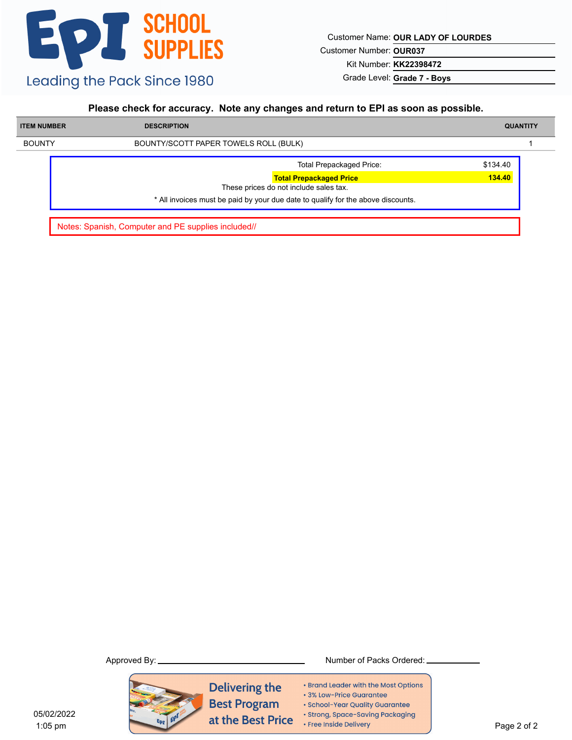# EPI SCHOOL SUPPLIES

Leading the Pack Since 1980

Customer Name: **OUR LADY OF LOURDES**
Customer Number: **OUR037**
Kit Number: **KK22398472**
Grade Level: **Grade 7 - Boys**

**Please check for accuracy. Note any changes and return to EPI as soon as possible.**

| ITEM NUMBER | DESCRIPTION | QUANTITY |
| --- | --- | --- |
| BOUNTY | BOUNTY/SCOTT PAPER TOWELS ROLL (BULK) | 1 |

Total Prepackaged Price: $134.40

**Total Prepackaged Price 134.40**

These prices do not include sales tax.

* All invoices must be paid by your due date to qualify for the above discounts.

Notes: Spanish, Computer and PE supplies included//

Approved By: ____________________ Number of Packs Ordered: __________

Delivering the Best Program at the Best Price

- Brand Leader with the Most Options
- 3% Low-Price Guarantee
- School-Year Quality Guarantee
- Strong, Space-Saving Packaging
- Free Inside Delivery

05/02/2022
1:05 pm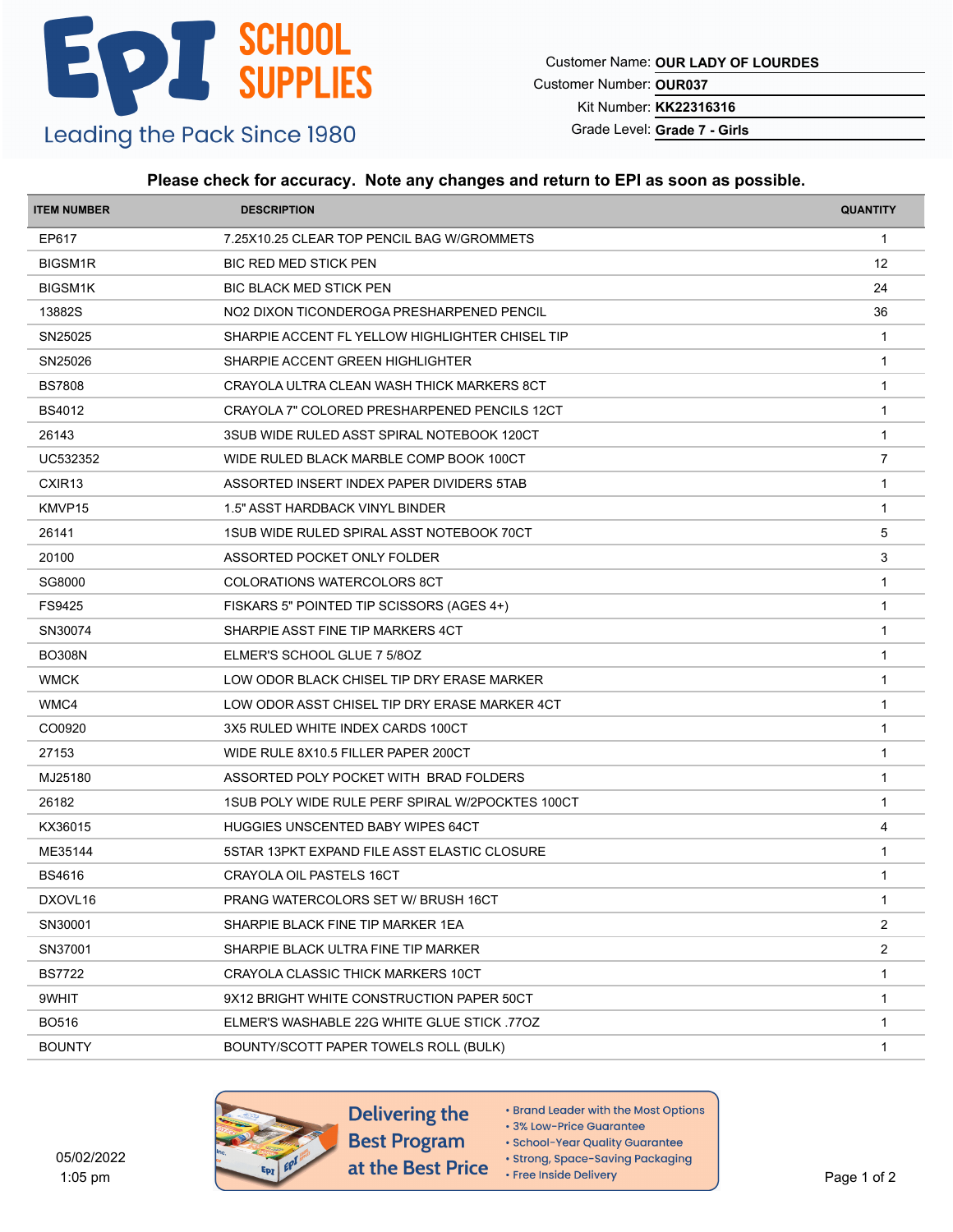# EPI SCHOOL SUPPLIES

Leading the Pack Since 1980

Customer Name: **OUR LADY OF LOURDES**
Customer Number: **OUR037**
Kit Number: **KK22316316**
Grade Level: **Grade 7 - Girls**

**Please check for accuracy. Note any changes and return to EPI as soon as possible.**

| ITEM NUMBER | DESCRIPTION | QUANTITY |
|---|---|---|
| EP617 | 7.25X10.25 CLEAR TOP PENCIL BAG W/GROMMETS | 1 |
| BIGSM1R | BIC RED MED STICK PEN | 12 |
| BIGSM1K | BIC BLACK MED STICK PEN | 24 |
| 13882S | NO2 DIXON TICONDEROGA PRESHARPENED PENCIL | 36 |
| SN25025 | SHARPIE ACCENT FL YELLOW HIGHLIGHTER CHISEL TIP | 1 |
| SN25026 | SHARPIE ACCENT GREEN HIGHLIGHTER | 1 |
| BS7808 | CRAYOLA ULTRA CLEAN WASH THICK MARKERS 8CT | 1 |
| BS4012 | CRAYOLA 7" COLORED PRESHARPENED PENCILS 12CT | 1 |
| 26143 | 3SUB WIDE RULED ASST SPIRAL NOTEBOOK 120CT | 1 |
| UC532352 | WIDE RULED BLACK MARBLE COMP BOOK 100CT | 7 |
| CXIR13 | ASSORTED INSERT INDEX PAPER DIVIDERS 5TAB | 1 |
| KMVP15 | 1.5" ASST HARDBACK VINYL BINDER | 1 |
| 26141 | 1SUB WIDE RULED SPIRAL ASST NOTEBOOK 70CT | 5 |
| 20100 | ASSORTED POCKET ONLY FOLDER | 3 |
| SG8000 | COLORATIONS WATERCOLORS 8CT | 1 |
| FS9425 | FISKARS 5" POINTED TIP SCISSORS (AGES 4+) | 1 |
| SN30074 | SHARPIE ASST FINE TIP MARKERS 4CT | 1 |
| BO308N | ELMER'S SCHOOL GLUE 7 5/8OZ | 1 |
| WMCK | LOW ODOR BLACK CHISEL TIP DRY ERASE MARKER | 1 |
| WMC4 | LOW ODOR ASST CHISEL TIP DRY ERASE MARKER 4CT | 1 |
| CO0920 | 3X5 RULED WHITE INDEX CARDS 100CT | 1 |
| 27153 | WIDE RULE 8X10.5 FILLER PAPER 200CT | 1 |
| MJ25180 | ASSORTED POLY POCKET WITH BRAD FOLDERS | 1 |
| 26182 | 1SUB POLY WIDE RULE PERF SPIRAL W/2POCKTES 100CT | 1 |
| KX36015 | HUGGIES UNSCENTED BABY WIPES 64CT | 4 |
| ME35144 | 5STAR 13PKT EXPAND FILE ASST ELASTIC CLOSURE | 1 |
| BS4616 | CRAYOLA OIL PASTELS 16CT | 1 |
| DXOVL16 | PRANG WATERCOLORS SET W/ BRUSH 16CT | 1 |
| SN30001 | SHARPIE BLACK FINE TIP MARKER 1EA | 2 |
| SN37001 | SHARPIE BLACK ULTRA FINE TIP MARKER | 2 |
| BS7722 | CRAYOLA CLASSIC THICK MARKERS 10CT | 1 |
| 9WHIT | 9X12 BRIGHT WHITE CONSTRUCTION PAPER 50CT | 1 |
| BO516 | ELMER'S WASHABLE 22G WHITE GLUE STICK .77OZ | 1 |
| BOUNTY | BOUNTY/SCOTT PAPER TOWELS ROLL (BULK) | 1 |

05/02/2022
1:05 pm

**Delivering the Best Program at the Best Price**

- Brand Leader with the Most Options
- 3% Low-Price Guarantee
- School-Year Quality Guarantee
- Strong, Space-Saving Packaging
- Free Inside Delivery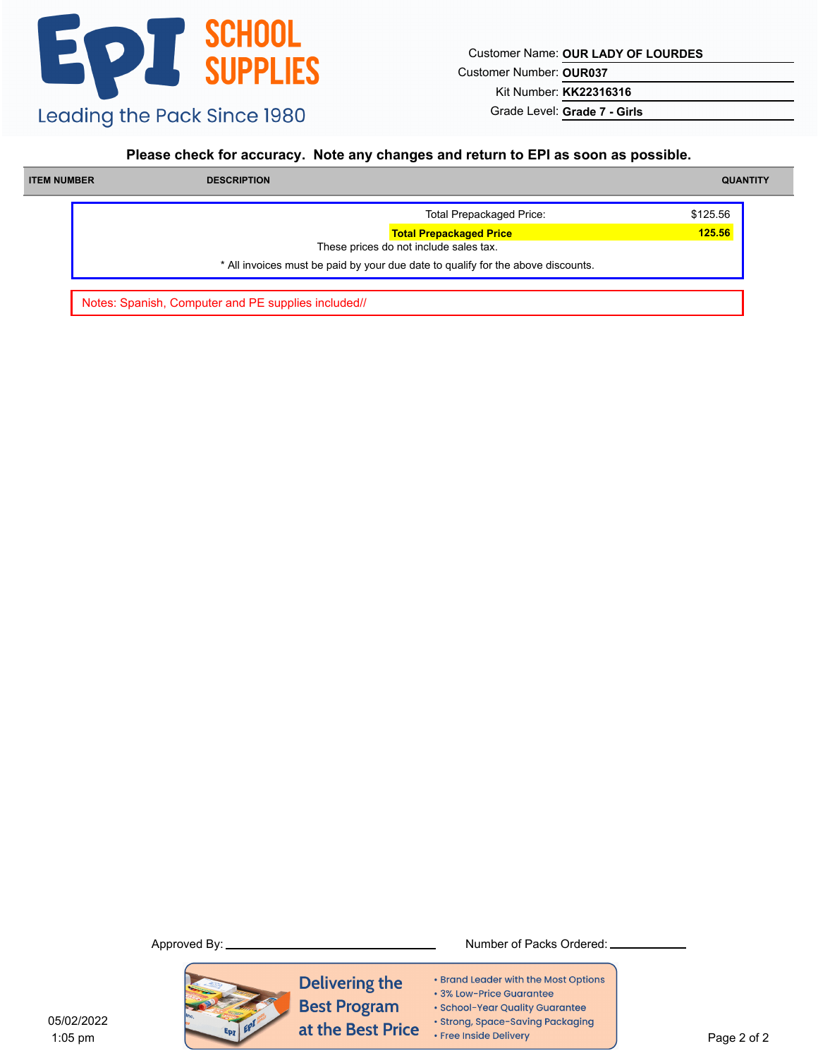EPI SCHOOL SUPPLIES

Leading the Pack Since 1980

Customer Name: **OUR LADY OF LOURDES**

Customer Number: **OUR037**

Kit Number: **KK22316316**

Grade Level: **Grade 7 - Girls**

**Please check for accuracy. Note any changes and return to EPI as soon as possible.**

| ITEM NUMBER | DESCRIPTION | QUANTITY |
|---|---|---|

| | |
|---|---|
| Total Prepackaged Price: | $125.56 |
| **Total Prepackaged Price** | **125.56** |

These prices do not include sales tax.

* All invoices must be paid by your due date to qualify for the above discounts.

Notes: Spanish, Computer and PE supplies included//

Approved By: ____________________ Number of Packs Ordered: __________

Delivering the Best Program at the Best Price

- Brand Leader with the Most Options
- 3% Low-Price Guarantee
- School-Year Quality Guarantee
- Strong, Space-Saving Packaging
- Free Inside Delivery

05/02/2022
1:05 pm